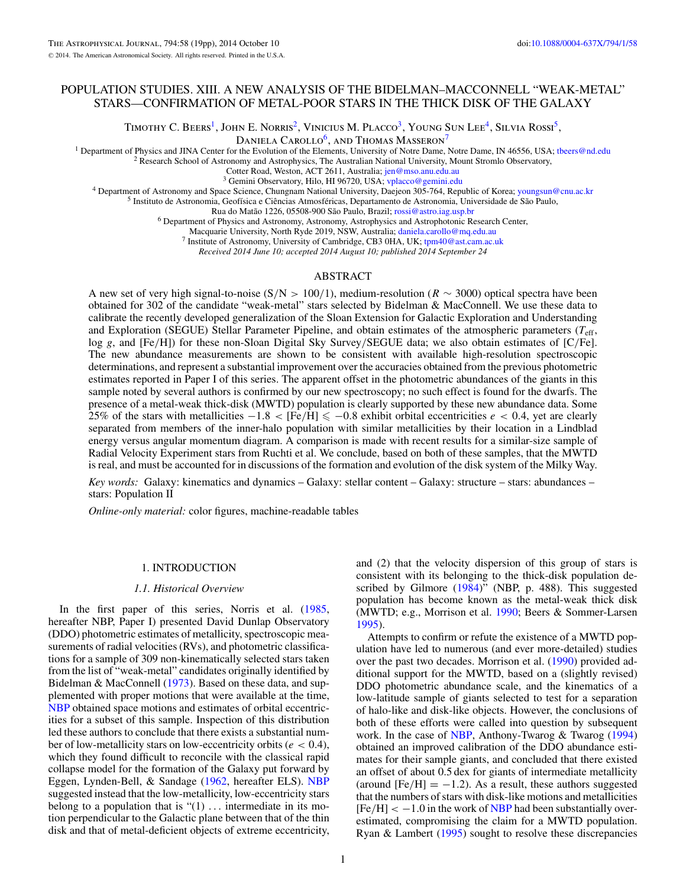# POPULATION STUDIES. XIII. A NEW ANALYSIS OF THE BIDELMAN–MACCONNELL "WEAK-METAL" STARS—CONFIRMATION OF METAL-POOR STARS IN THE THICK DISK OF THE GALAXY

Timothy C. Beers[1], John E. Norris[2], Vinicius M. Placco[3], Young Sun Lee[4], Silvia Rossi[5], Daniela Carollo[6], and Thomas Masseron[7]

[1] Department of Physics and JINA Center for the Evolution of the Elements, University of Notre Dame, Notre Dame, IN 46556, USA; tbeers@nd.edu

[2] Research School of Astronomy and Astrophysics, The Australian National University, Mount Stromlo Observatory, Cotter Road, Weston, ACT 2611, Australia; jen@mso.anu.edu.au

[3] Gemini Observatory, Hilo, HI 96720, USA; vplacco@gemini.edu

[4] Department of Astronomy and Space Science, Chungnam National University, Daejeon 305-764, Republic of Korea; youngsun@cnu.ac.kr

[5] Instituto de Astronomia, Geofísica e Ciências Atmosféricas, Departamento de Astronomia, Universidade de São Paulo, Rua do Matão 1226, 05508-900 São Paulo, Brazil; rossi@astro.iag.usp.br

[6] Department of Physics and Astronomy, Astronomy, Astrophysics and Astrophotonic Research Center, Macquarie University, North Ryde 2019, NSW, Australia; daniela.carollo@mq.edu.au

[7] Institute of Astronomy, University of Cambridge, CB3 0HA, UK; tpm40@ast.cam.ac.uk

*Received 2014 June 10; accepted 2014 August 10; published 2014 September 24*

## ABSTRACT

A new set of very high signal-to-noise (S/N > 100/1), medium-resolution ($R \sim 3000$) optical spectra have been obtained for 302 of the candidate "weak-metal" stars selected by Bidelman & MacConnell. We use these data to calibrate the recently developed generalization of the Sloan Extension for Galactic Exploration and Understanding and Exploration (SEGUE) Stellar Parameter Pipeline, and obtain estimates of the atmospheric parameters ($T_{\rm eff}$, log $g$, and [Fe/H]) for these non-Sloan Digital Sky Survey/SEGUE data; we also obtain estimates of [C/Fe]. The new abundance measurements are shown to be consistent with available high-resolution spectroscopic determinations, and represent a substantial improvement over the accuracies obtained from the previous photometric estimates reported in Paper I of this series. The apparent offset in the photometric abundances of the giants in this sample noted by several authors is confirmed by our new spectroscopy; no such effect is found for the dwarfs. The presence of a metal-weak thick-disk (MWTD) population is clearly supported by these new abundance data. Some 25% of the stars with metallicities $-1.8 <$ [Fe/H] $\leqslant -0.8$ exhibit orbital eccentricities $e < 0.4$, yet are clearly separated from members of the inner-halo population with similar metallicities by their location in a Lindblad energy versus angular momentum diagram. A comparison is made with recent results for a similar-size sample of Radial Velocity Experiment stars from Ruchti et al. We conclude, based on both of these samples, that the MWTD is real, and must be accounted for in discussions of the formation and evolution of the disk system of the Milky Way.

*Key words:* Galaxy: kinematics and dynamics – Galaxy: stellar content – Galaxy: structure – stars: abundances – stars: Population II

*Online-only material:* color figures, machine-readable tables

## 1. INTRODUCTION

### 1.1. Historical Overview

In the first paper of this series, Norris et al. (1985, hereafter NBP, Paper I) presented David Dunlap Observatory (DDO) photometric estimates of metallicity, spectroscopic measurements of radial velocities (RVs), and photometric classifications for a sample of 309 non-kinematically selected stars taken from the list of "weak-metal" candidates originally identified by Bidelman & MacConnell (1973). Based on these data, and supplemented with proper motions that were available at the time, NBP obtained space motions and estimates of orbital eccentricities for a subset of this sample. Inspection of this distribution led these authors to conclude that there exists a substantial number of low-metallicity stars on low-eccentricity orbits ($e < 0.4$), which they found difficult to reconcile with the classical rapid collapse model for the formation of the Galaxy put forward by Eggen, Lynden-Bell, & Sandage (1962, hereafter ELS). NBP suggested instead that the low-metallicity, low-eccentricity stars belong to a population that is "(1) ... intermediate in its motion perpendicular to the Galactic plane between that of the thin disk and that of metal-deficient objects of extreme eccentricity, and (2) that the velocity dispersion of this group of stars is consistent with its belonging to the thick-disk population described by Gilmore (1984)" (NBP, p. 488). This suggested population has become known as the metal-weak thick disk (MWTD; e.g., Morrison et al. 1990; Beers & Sommer-Larsen 1995).

Attempts to confirm or refute the existence of a MWTD population have led to numerous (and ever more-detailed) studies over the past two decades. Morrison et al. (1990) provided additional support for the MWTD, based on a (slightly revised) DDO photometric abundance scale, and the kinematics of a low-latitude sample of giants selected to test for a separation of halo-like and disk-like objects. However, the conclusions of both of these efforts were called into question by subsequent work. In the case of NBP, Anthony-Twarog & Twarog (1994) obtained an improved calibration of the DDO abundance estimates for their sample giants, and concluded that there existed an offset of about 0.5 dex for giants of intermediate metallicity (around [Fe/H] $= -1.2$). As a result, these authors suggested that the numbers of stars with disk-like motions and metallicities [Fe/H] $< -1.0$ in the work of NBP had been substantially overestimated, compromising the claim for a MWTD population. Ryan & Lambert (1995) sought to resolve these discrepancies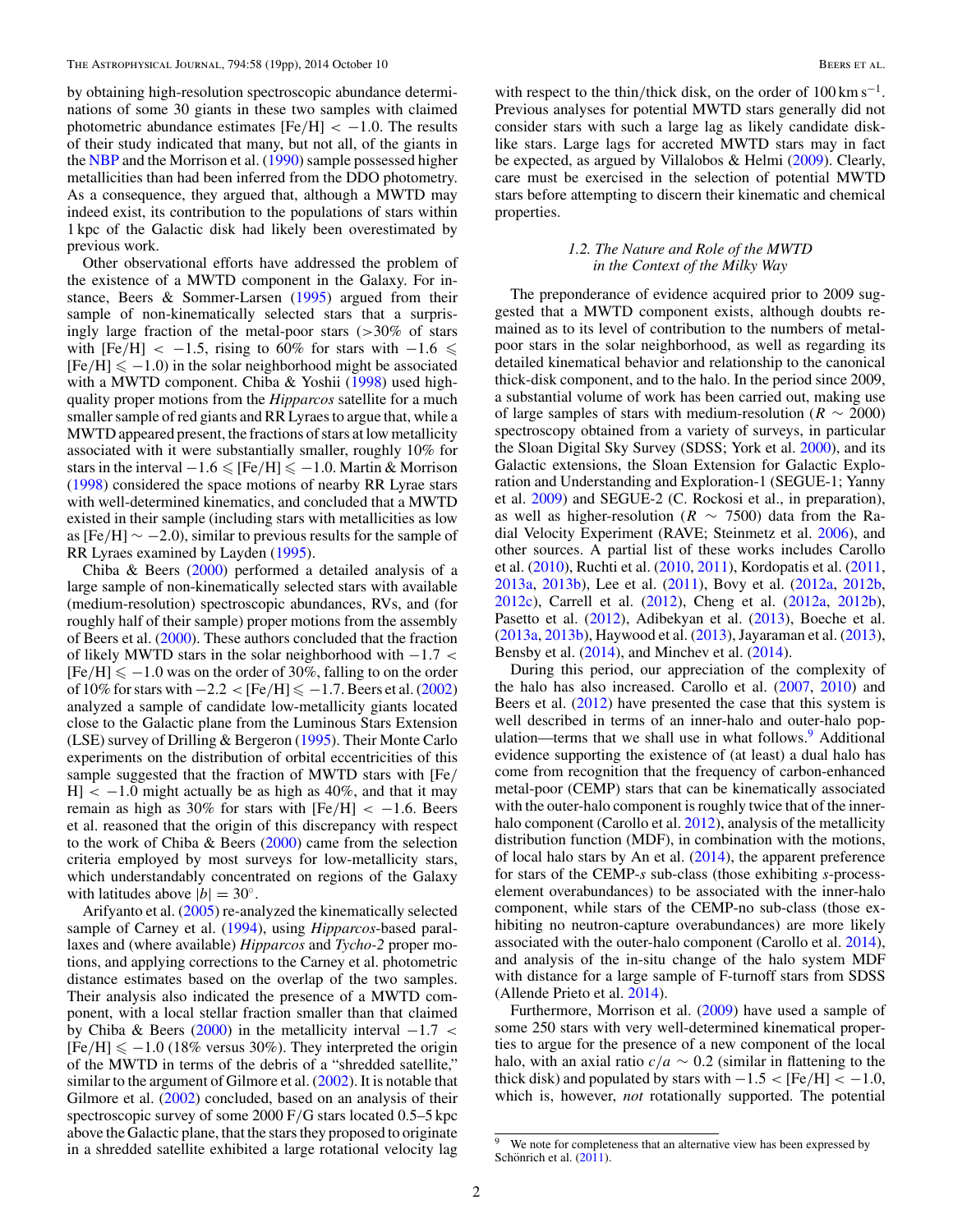by obtaining high-resolution spectroscopic abundance determinations of some 30 giants in these two samples with claimed photometric abundance estimates [Fe/H] $< -1.0$. The results of their study indicated that many, but not all, of the giants in the NBP and the Morrison et al. (1990) sample possessed higher metallicities than had been inferred from the DDO photometry. As a consequence, they argued that, although a MWTD may indeed exist, its contribution to the populations of stars within 1 kpc of the Galactic disk had likely been overestimated by previous work.

Other observational efforts have addressed the problem of the existence of a MWTD component in the Galaxy. For instance, Beers & Sommer-Larsen (1995) argued from their sample of non-kinematically selected stars that a surprisingly large fraction of the metal-poor stars (>30% of stars with [Fe/H] $< -1.5$, rising to 60% for stars with $-1.6 \leqslant$ [Fe/H] $\leqslant -1.0$) in the solar neighborhood might be associated with a MWTD component. Chiba & Yoshii (1998) used high-quality proper motions from the *Hipparcos* satellite for a much smaller sample of red giants and RR Lyraes to argue that, while a MWTD appeared present, the fractions of stars at low metallicity associated with it were substantially smaller, roughly 10% for stars in the interval $-1.6 \leqslant$ [Fe/H] $\leqslant -1.0$. Martin & Morrison (1998) considered the space motions of nearby RR Lyrae stars with well-determined kinematics, and concluded that a MWTD existed in their sample (including stars with metallicities as low as [Fe/H] $\sim -2.0$), similar to previous results for the sample of RR Lyraes examined by Layden (1995).

Chiba & Beers (2000) performed a detailed analysis of a large sample of non-kinematically selected stars with available (medium-resolution) spectroscopic abundances, RVs, and (for roughly half of their sample) proper motions from the assembly of Beers et al. (2000). These authors concluded that the fraction of likely MWTD stars in the solar neighborhood with $-1.7 <$ [Fe/H] $\leqslant -1.0$ was on the order of 30%, falling to on the order of 10% for stars with $-2.2 <$ [Fe/H] $\leqslant -1.7$. Beers et al. (2002) analyzed a sample of candidate low-metallicity giants located close to the Galactic plane from the Luminous Stars Extension (LSE) survey of Drilling & Bergeron (1995). Their Monte Carlo experiments on the distribution of orbital eccentricities of this sample suggested that the fraction of MWTD stars with [Fe/H] $< -1.0$ might actually be as high as 40%, and that it may remain as high as 30% for stars with [Fe/H] $< -1.6$. Beers et al. reasoned that the origin of this discrepancy with respect to the work of Chiba & Beers (2000) came from the selection criteria employed by most surveys for low-metallicity stars, which understandably concentrated on regions of the Galaxy with latitudes above $|b| = 30°$.

Arifyanto et al. (2005) re-analyzed the kinematically selected sample of Carney et al. (1994), using *Hipparcos*-based parallaxes and (where available) *Hipparcos* and *Tycho-2* proper motions, and applying corrections to the Carney et al. photometric distance estimates based on the overlap of the two samples. Their analysis also indicated the presence of a MWTD component, with a local stellar fraction smaller than that claimed by Chiba & Beers (2000) in the metallicity interval $-1.7 <$ [Fe/H] $\leqslant -1.0$ (18% versus 30%). They interpreted the origin of the MWTD in terms of the debris of a "shredded satellite," similar to the argument of Gilmore et al. (2002). It is notable that Gilmore et al. (2002) concluded, based on an analysis of their spectroscopic survey of some 2000 F/G stars located 0.5–5 kpc above the Galactic plane, that the stars they proposed to originate in a shredded satellite exhibited a large rotational velocity lag with respect to the thin/thick disk, on the order of 100 km s$^{-1}$. Previous analyses for potential MWTD stars generally did not consider stars with such a large lag as likely candidate disk-like stars. Large lags for accreted MWTD stars may in fact be expected, as argued by Villalobos & Helmi (2009). Clearly, care must be exercised in the selection of potential MWTD stars before attempting to discern their kinematic and chemical properties.

### 1.2. *The Nature and Role of the MWTD in the Context of the Milky Way*

The preponderance of evidence acquired prior to 2009 suggested that a MWTD component exists, although doubts remained as to its level of contribution to the numbers of metal-poor stars in the solar neighborhood, as well as regarding its detailed kinematical behavior and relationship to the canonical thick-disk component, and to the halo. In the period since 2009, a substantial volume of work has been carried out, making use of large samples of stars with medium-resolution ($R \sim 2000$) spectroscopy obtained from a variety of surveys, in particular the Sloan Digital Sky Survey (SDSS; York et al. 2000), and its Galactic extensions, the Sloan Extension for Galactic Exploration and Understanding and Exploration-1 (SEGUE-1; Yanny et al. 2009) and SEGUE-2 (C. Rockosi et al., in preparation), as well as higher-resolution ($R \sim 7500$) data from the Radial Velocity Experiment (RAVE; Steinmetz et al. 2006), and other sources. A partial list of these works includes Carollo et al. (2010), Ruchti et al. (2010, 2011), Kordopatis et al. (2011, 2013a, 2013b), Lee et al. (2011), Bovy et al. (2012a, 2012b, 2012c), Carrell et al. (2012), Cheng et al. (2012a, 2012b), Pasetto et al. (2012), Adibekyan et al. (2013), Boeche et al. (2013a, 2013b), Haywood et al. (2013), Jayaraman et al. (2013), Bensby et al. (2014), and Minchev et al. (2014).

During this period, our appreciation of the complexity of the halo has also increased. Carollo et al. (2007, 2010) and Beers et al. (2012) have presented the case that this system is well described in terms of an inner-halo and outer-halo population—terms that we shall use in what follows.[9] Additional evidence supporting the existence of (at least) a dual halo has come from recognition that the frequency of carbon-enhanced metal-poor (CEMP) stars that can be kinematically associated with the outer-halo component is roughly twice that of the inner-halo component (Carollo et al. 2012), analysis of the metallicity distribution function (MDF), in combination with the motions, of local halo stars by An et al. (2014), the apparent preference for stars of the CEMP-*s* sub-class (those exhibiting *s*-process-element overabundances) to be associated with the inner-halo component, while stars of the CEMP-no sub-class (those exhibiting no neutron-capture overabundances) are more likely associated with the outer-halo component (Carollo et al. 2014), and analysis of the in-situ change of the halo system MDF with distance for a large sample of F-turnoff stars from SDSS (Allende Prieto et al. 2014).

Furthermore, Morrison et al. (2009) have used a sample of some 250 stars with very well-determined kinematical properties to argue for the presence of a new component of the local halo, with an axial ratio $c/a \sim 0.2$ (similar in flattening to the thick disk) and populated by stars with $-1.5 <$ [Fe/H] $< -1.0$, which is, however, *not* rotationally supported. The potential

[9] We note for completeness that an alternative view has been expressed by Schönrich et al. (2011).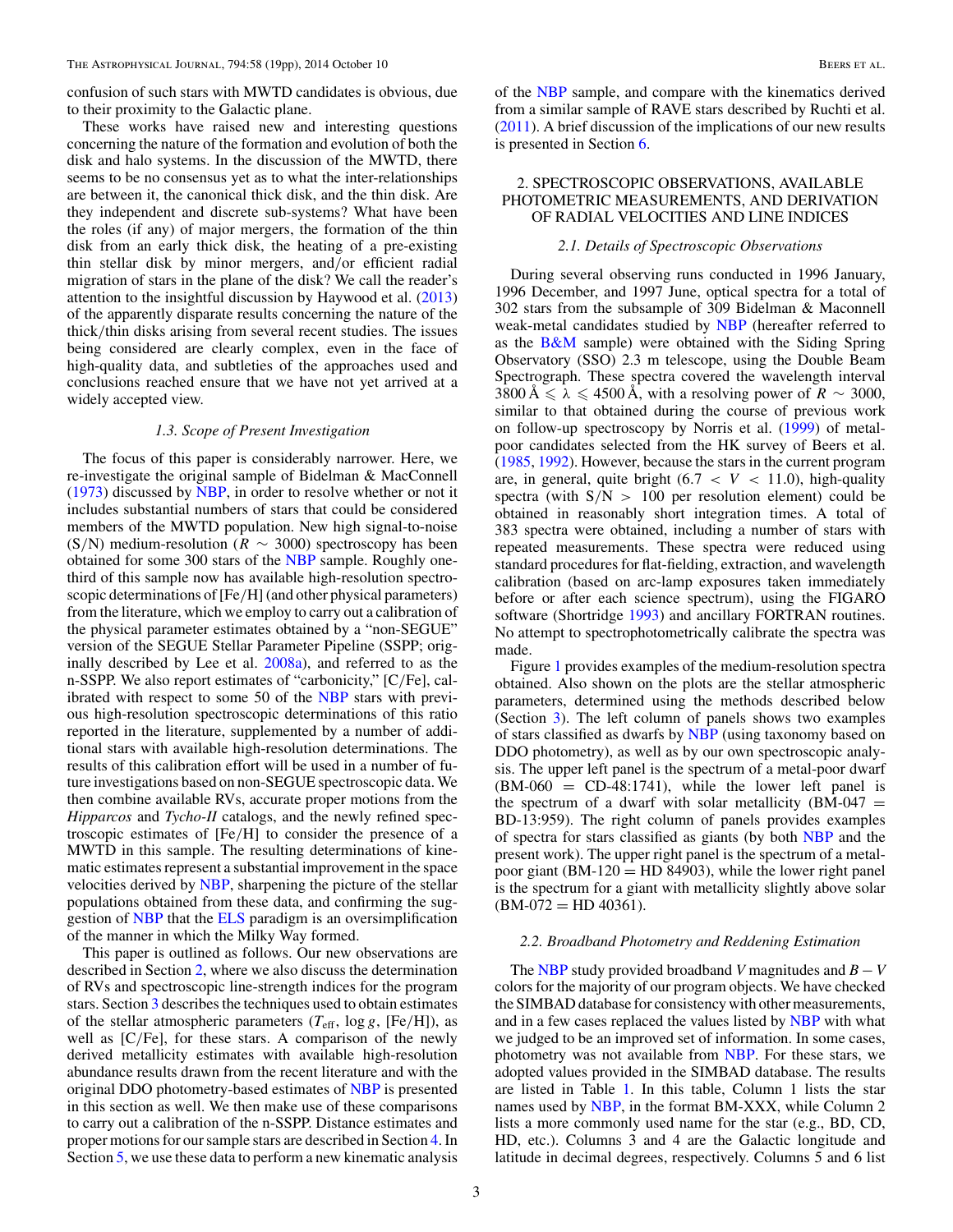confusion of such stars with MWTD candidates is obvious, due to their proximity to the Galactic plane.

These works have raised new and interesting questions concerning the nature of the formation and evolution of both the disk and halo systems. In the discussion of the MWTD, there seems to be no consensus yet as to what the inter-relationships are between it, the canonical thick disk, and the thin disk. Are they independent and discrete sub-systems? What have been the roles (if any) of major mergers, the formation of the thin disk from an early thick disk, the heating of a pre-existing thin stellar disk by minor mergers, and/or efficient radial migration of stars in the plane of the disk? We call the reader's attention to the insightful discussion by Haywood et al. (2013) of the apparently disparate results concerning the nature of the thick/thin disks arising from several recent studies. The issues being considered are clearly complex, even in the face of high-quality data, and subtleties of the approaches used and conclusions reached ensure that we have not yet arrived at a widely accepted view.

### 1.3. Scope of Present Investigation

The focus of this paper is considerably narrower. Here, we re-investigate the original sample of Bidelman & MacConnell (1973) discussed by NBP, in order to resolve whether or not it includes substantial numbers of stars that could be considered members of the MWTD population. New high signal-to-noise (S/N) medium-resolution ($R \sim 3000$) spectroscopy has been obtained for some 300 stars of the NBP sample. Roughly one-third of this sample now has available high-resolution spectroscopic determinations of [Fe/H] (and other physical parameters) from the literature, which we employ to carry out a calibration of the physical parameter estimates obtained by a "non-SEGUE" version of the SEGUE Stellar Parameter Pipeline (SSPP; originally described by Lee et al. 2008a), and referred to as the n-SSPP. We also report estimates of "carbonicity," [C/Fe], calibrated with respect to some 50 of the NBP stars with previous high-resolution spectroscopic determinations of this ratio reported in the literature, supplemented by a number of additional stars with available high-resolution determinations. The results of this calibration effort will be used in a number of future investigations based on non-SEGUE spectroscopic data. We then combine available RVs, accurate proper motions from the *Hipparcos* and *Tycho-II* catalogs, and the newly refined spectroscopic estimates of [Fe/H] to consider the presence of a MWTD in this sample. The resulting determinations of kinematic estimates represent a substantial improvement in the space velocities derived by NBP, sharpening the picture of the stellar populations obtained from these data, and confirming the suggestion of NBP that the ELS paradigm is an oversimplification of the manner in which the Milky Way formed.

This paper is outlined as follows. Our new observations are described in Section 2, where we also discuss the determination of RVs and spectroscopic line-strength indices for the program stars. Section 3 describes the techniques used to obtain estimates of the stellar atmospheric parameters ($T_{\mathrm{eff}}$, $\log g$, [Fe/H]), as well as [C/Fe], for these stars. A comparison of the newly derived metallicity estimates with available high-resolution abundance results drawn from the recent literature and with the original DDO photometry-based estimates of NBP is presented in this section as well. We then make use of these comparisons to carry out a calibration of the n-SSPP. Distance estimates and proper motions for our sample stars are described in Section 4. In Section 5, we use these data to perform a new kinematic analysis of the NBP sample, and compare with the kinematics derived from a similar sample of RAVE stars described by Ruchti et al. (2011). A brief discussion of the implications of our new results is presented in Section 6.

## 2. SPECTROSCOPIC OBSERVATIONS, AVAILABLE PHOTOMETRIC MEASUREMENTS, AND DERIVATION OF RADIAL VELOCITIES AND LINE INDICES

### 2.1. Details of Spectroscopic Observations

During several observing runs conducted in 1996 January, 1996 December, and 1997 June, optical spectra for a total of 302 stars from the subsample of 309 Bidelman & Maconnell weak-metal candidates studied by NBP (hereafter referred to as the B&M sample) were obtained with the Siding Spring Observatory (SSO) 2.3 m telescope, using the Double Beam Spectrograph. These spectra covered the wavelength interval $3800\,\text{Å} \leqslant \lambda \leqslant 4500\,\text{Å}$, with a resolving power of $R \sim 3000$, similar to that obtained during the course of previous work on follow-up spectroscopy by Norris et al. (1999) of metal-poor candidates selected from the HK survey of Beers et al. (1985, 1992). However, because the stars in the current program are, in general, quite bright ($6.7 < V < 11.0$), high-quality spectra (with S/N > 100 per resolution element) could be obtained in reasonably short integration times. A total of 383 spectra were obtained, including a number of stars with repeated measurements. These spectra were reduced using standard procedures for flat-fielding, extraction, and wavelength calibration (based on arc-lamp exposures taken immediately before or after each science spectrum), using the FIGARO software (Shortridge 1993) and ancillary FORTRAN routines. No attempt to spectrophotometrically calibrate the spectra was made.

Figure 1 provides examples of the medium-resolution spectra obtained. Also shown on the plots are the stellar atmospheric parameters, determined using the methods described below (Section 3). The left column of panels shows two examples of stars classified as dwarfs by NBP (using taxonomy based on DDO photometry), as well as by our own spectroscopic analysis. The upper left panel is the spectrum of a metal-poor dwarf (BM-060 = CD-48:1741), while the lower left panel is the spectrum of a dwarf with solar metallicity (BM-047 = BD-13:959). The right column of panels provides examples of spectra for stars classified as giants (by both NBP and the present work). The upper right panel is the spectrum of a metal-poor giant (BM-120 = HD 84903), while the lower right panel is the spectrum for a giant with metallicity slightly above solar (BM-072 = HD 40361).

### 2.2. Broadband Photometry and Reddening Estimation

The NBP study provided broadband $V$ magnitudes and $B-V$ colors for the majority of our program objects. We have checked the SIMBAD database for consistency with other measurements, and in a few cases replaced the values listed by NBP with what we judged to be an improved set of information. In some cases, photometry was not available from NBP. For these stars, we adopted values provided in the SIMBAD database. The results are listed in Table 1. In this table, Column 1 lists the star names used by NBP, in the format BM-XXX, while Column 2 lists a more commonly used name for the star (e.g., BD, CD, HD, etc.). Columns 3 and 4 are the Galactic longitude and latitude in decimal degrees, respectively. Columns 5 and 6 list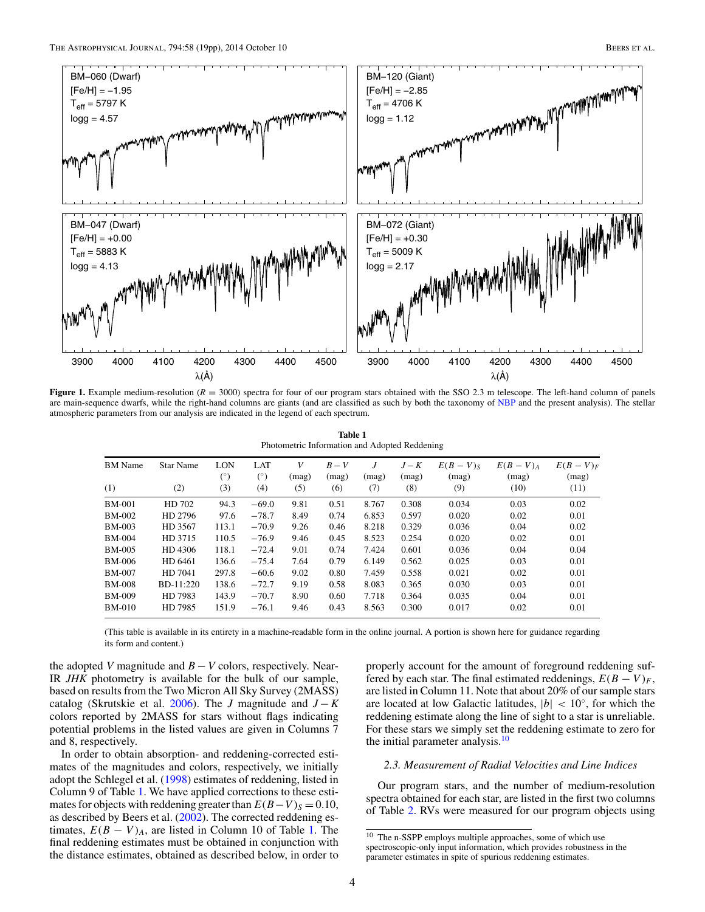**Figure 1.** Example medium-resolution ($R = 3000$) spectra for four of our program stars obtained with the SSO 2.3 m telescope. The left-hand column of panels are main-sequence dwarfs, while the right-hand columns are giants (and are classified as such by both the taxonomy of NBP and the present analysis). The stellar atmospheric parameters from our analysis are indicated in the legend of each spectrum.

**Table 1**
Photometric Information and Adopted Reddening

| BM Name | Star Name | LON (°) | LAT (°) | $V$ (mag) | $B-V$ (mag) | $J$ (mag) | $J-K$ (mag) | $E(B-V)_S$ (mag) | $E(B-V)_A$ (mag) | $E(B-V)_F$ (mag) |
|---|---|---|---|---|---|---|---|---|---|---|
| (1) | (2) | (3) | (4) | (5) | (6) | (7) | (8) | (9) | (10) | (11) |
| BM-001 | HD 702 | 94.3 | −69.0 | 9.81 | 0.51 | 8.767 | 0.308 | 0.034 | 0.03 | 0.02 |
| BM-002 | HD 2796 | 97.6 | −78.7 | 8.49 | 0.74 | 6.853 | 0.597 | 0.020 | 0.02 | 0.01 |
| BM-003 | HD 3567 | 113.1 | −70.9 | 9.26 | 0.46 | 8.218 | 0.329 | 0.036 | 0.04 | 0.02 |
| BM-004 | HD 3715 | 110.5 | −76.9 | 9.46 | 0.45 | 8.523 | 0.254 | 0.020 | 0.02 | 0.01 |
| BM-005 | HD 4306 | 118.1 | −72.4 | 9.01 | 0.74 | 7.424 | 0.601 | 0.036 | 0.04 | 0.04 |
| BM-006 | HD 6461 | 136.6 | −75.4 | 7.64 | 0.79 | 6.149 | 0.562 | 0.025 | 0.03 | 0.01 |
| BM-007 | HD 7041 | 297.8 | −60.6 | 9.02 | 0.80 | 7.459 | 0.558 | 0.021 | 0.02 | 0.01 |
| BM-008 | BD-11:220 | 138.6 | −72.7 | 9.19 | 0.58 | 8.083 | 0.365 | 0.030 | 0.03 | 0.01 |
| BM-009 | HD 7983 | 143.9 | −70.7 | 8.90 | 0.60 | 7.718 | 0.364 | 0.035 | 0.04 | 0.01 |
| BM-010 | HD 7985 | 151.9 | −76.1 | 9.46 | 0.43 | 8.563 | 0.300 | 0.017 | 0.02 | 0.01 |

(This table is available in its entirety in a machine-readable form in the online journal. A portion is shown here for guidance regarding its form and content.)

the adopted $V$ magnitude and $B-V$ colors, respectively. Near-IR $JHK$ photometry is available for the bulk of our sample, based on results from the Two Micron All Sky Survey (2MASS) catalog (Skrutskie et al. 2006). The $J$ magnitude and $J-K$ colors reported by 2MASS for stars without flags indicating potential problems in the listed values are given in Columns 7 and 8, respectively.

In order to obtain absorption- and reddening-corrected estimates of the magnitudes and colors, respectively, we initially adopt the Schlegel et al. (1998) estimates of reddening, listed in Column 9 of Table 1. We have applied corrections to these estimates for objects with reddening greater than $E(B-V)_S = 0.10$, as described by Beers et al. (2002). The corrected reddening estimates, $E(B-V)_A$, are listed in Column 10 of Table 1. The final reddening estimates must be obtained in conjunction with the distance estimates, obtained as described below, in order to properly account for the amount of foreground reddening suffered by each star. The final estimated reddenings, $E(B-V)_F$, are listed in Column 11. Note that about 20% of our sample stars are located at low Galactic latitudes, $|b| < 10^{\circ}$, for which the reddening estimate along the line of sight to a star is unreliable. For these stars we simply set the reddening estimate to zero for the initial parameter analysis.[10]

### 2.3. Measurement of Radial Velocities and Line Indices

Our program stars, and the number of medium-resolution spectra obtained for each star, are listed in the first two columns of Table 2. RVs were measured for our program objects using

[10] The n-SSPP employs multiple approaches, some of which use spectroscopic-only input information, which provides robustness in the parameter estimates in spite of spurious reddening estimates.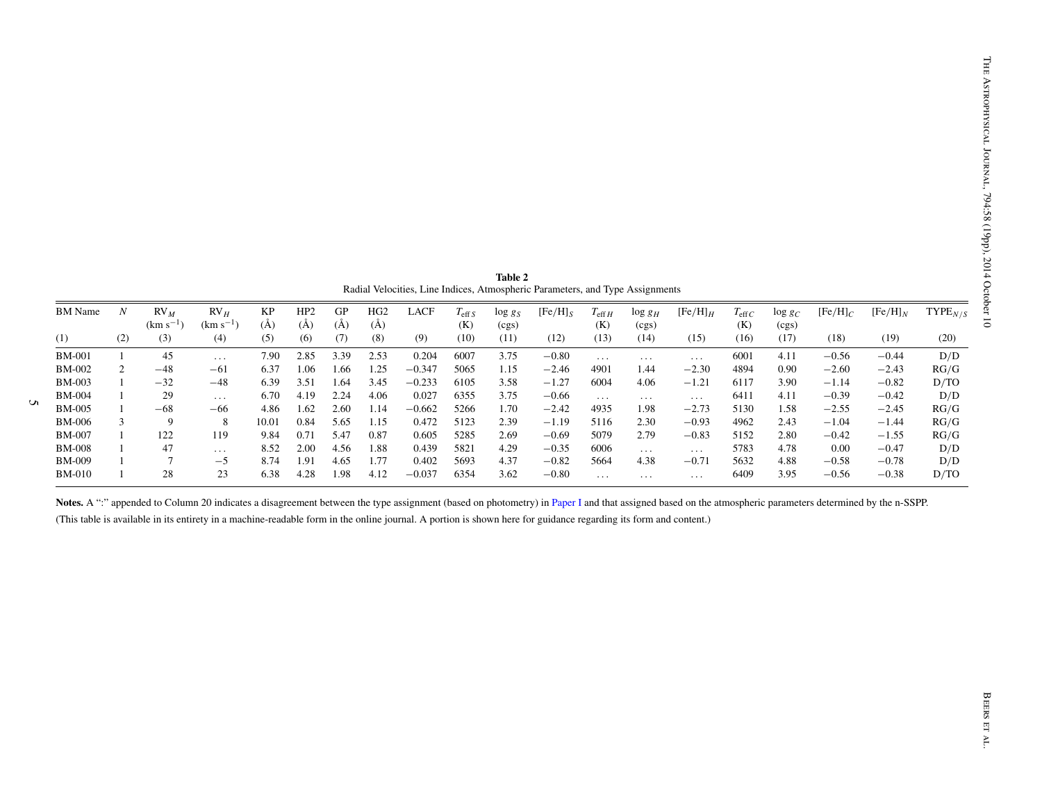**Table 2**
Radial Velocities, Line Indices, Atmospheric Parameters, and Type Assignments

| BM Name | $N$ | $RV_M$ (km $s^{-1}$) | $RV_H$ (km $s^{-1}$) | KP (Å) | HP2 (Å) | GP (Å) | HG2 (Å) | LACF | $T_{\mathrm{eff}\,S}$ (K) | $\log g_S$ (cgs) | $[Fe/H]_S$ | $T_{\mathrm{eff}\,H}$ (K) | $\log g_H$ (cgs) | $[Fe/H]_H$ | $T_{\mathrm{eff}\,C}$ (K) | $\log g_C$ (cgs) | $[Fe/H]_C$ | $[Fe/H]_N$ | $TYPE_{N/S}$ |
|---|---|---|---|---|---|---|---|---|---|---|---|---|---|---|---|---|---|---|---|
| (1) | (2) | (3) | (4) | (5) | (6) | (7) | (8) | (9) | (10) | (11) | (12) | (13) | (14) | (15) | (16) | (17) | (18) | (19) | (20) |
| BM-001 | 1 | 45 | ... | 7.90 | 2.85 | 3.39 | 2.53 | 0.204 | 6007 | 3.75 | −0.80 | ... | ... | ... | 6001 | 4.11 | −0.56 | −0.44 | D/D |
| BM-002 | 2 | −48 | −61 | 6.37 | 1.06 | 1.66 | 1.25 | −0.347 | 5065 | 1.15 | −2.46 | 4901 | 1.44 | −2.30 | 4894 | 0.90 | −2.60 | −2.43 | RG/G |
| BM-003 | 1 | −32 | −48 | 6.39 | 3.51 | 1.64 | 3.45 | −0.233 | 6105 | 3.58 | −1.27 | 6004 | 4.06 | −1.21 | 6117 | 3.90 | −1.14 | −0.82 | D/TO |
| BM-004 | 1 | 29 | ... | 6.70 | 4.19 | 2.24 | 4.06 | 0.027 | 6355 | 3.75 | −0.66 | ... | ... | ... | 6411 | 4.11 | −0.39 | −0.42 | D/D |
| BM-005 | 1 | −68 | −66 | 4.86 | 1.62 | 2.60 | 1.14 | −0.662 | 5266 | 1.70 | −2.42 | 4935 | 1.98 | −2.73 | 5130 | 1.58 | −2.55 | −2.45 | RG/G |
| BM-006 | 3 | 9 | 8 | 10.01 | 0.84 | 5.65 | 1.15 | 0.472 | 5123 | 2.39 | −1.19 | 5116 | 2.30 | −0.93 | 4962 | 2.43 | −1.04 | −1.44 | RG/G |
| BM-007 | 1 | 122 | 119 | 9.84 | 0.71 | 5.47 | 0.87 | 0.605 | 5285 | 2.69 | −0.69 | 5079 | 2.79 | −0.83 | 5152 | 2.80 | −0.42 | −1.55 | RG/G |
| BM-008 | 1 | 47 | ... | 8.52 | 2.00 | 4.56 | 1.88 | 0.439 | 5821 | 4.29 | −0.35 | 6006 | ... | ... | 5783 | 4.78 | 0.00 | −0.47 | D/D |
| BM-009 | 1 | 7 | −5 | 8.74 | 1.91 | 4.65 | 1.77 | 0.402 | 5693 | 4.37 | −0.82 | 5664 | 4.38 | −0.71 | 5632 | 4.88 | −0.58 | −0.78 | D/D |
| BM-010 | 1 | 28 | 23 | 6.38 | 4.28 | 1.98 | 4.12 | −0.037 | 6354 | 3.62 | −0.80 | ... | ... | ... | 6409 | 3.95 | −0.56 | −0.38 | D/TO |

**Notes.** A ":" appended to Column 20 indicates a disagreement between the type assignment (based on photometry) in Paper I and that assigned based on the atmospheric parameters determined by the n-SSPP.

(This table is available in its entirety in a machine-readable form in the online journal. A portion is shown here for guidance regarding its form and content.)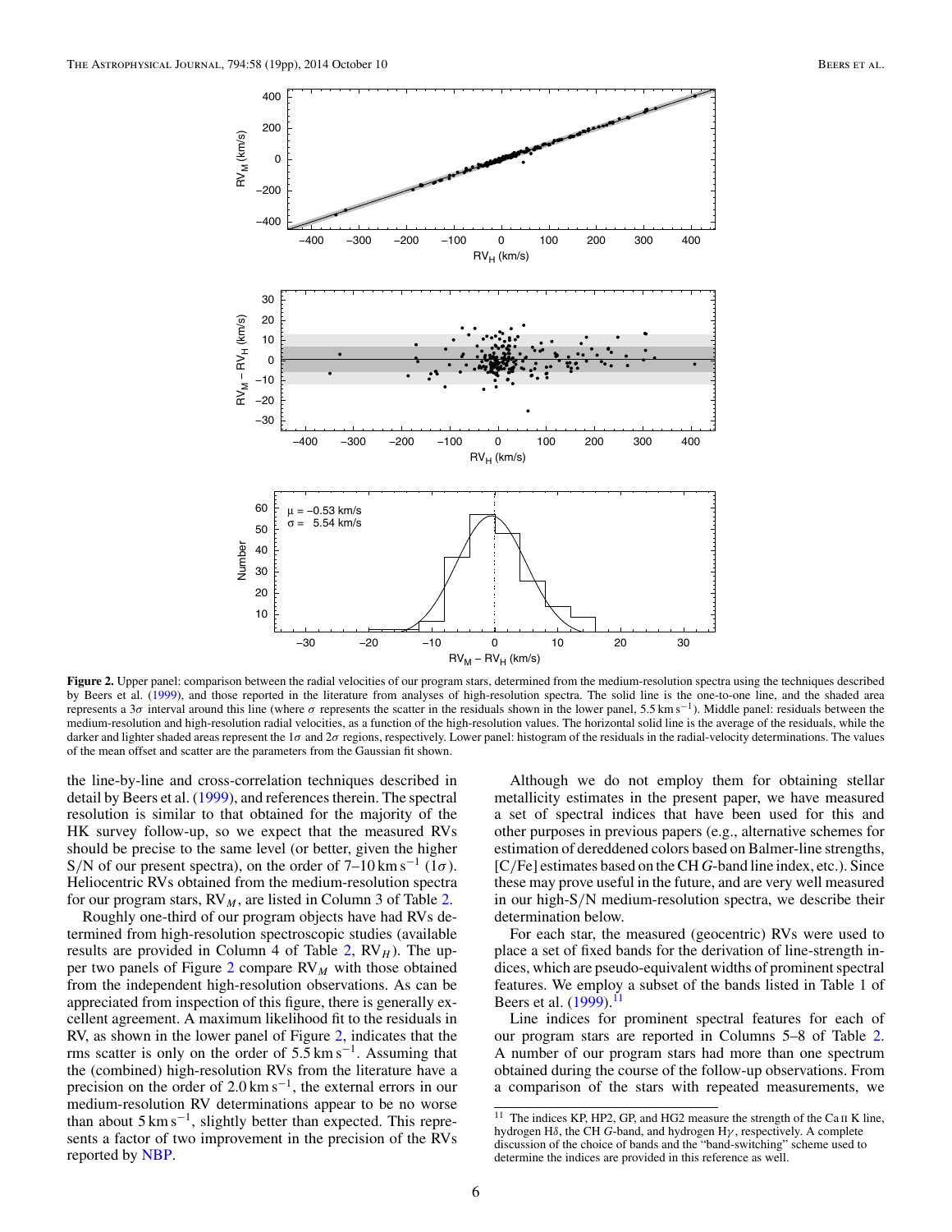**Figure 2.** Upper panel: comparison between the radial velocities of our program stars, determined from the medium-resolution spectra using the techniques described by Beers et al. (1999), and those reported in the literature from analyses of high-resolution spectra. The solid line is the one-to-one line, and the shaded area represents a $3\sigma$ interval around this line (where $\sigma$ represents the scatter in the residuals shown in the lower panel, $5.5\ \mathrm{km\ s^{-1}}$). Middle panel: residuals between the medium-resolution and high-resolution radial velocities, as a function of the high-resolution values. The horizontal solid line is the average of the residuals, while the darker and lighter shaded areas represent the $1\sigma$ and $2\sigma$ regions, respectively. Lower panel: histogram of the residuals in the radial-velocity determinations. The values of the mean offset and scatter are the parameters from the Gaussian fit shown.

the line-by-line and cross-correlation techniques described in detail by Beers et al. (1999), and references therein. The spectral resolution is similar to that obtained for the majority of the HK survey follow-up, so we expect that the measured RVs should be precise to the same level (or better, given the higher S/N of our present spectra), on the order of $7\text{–}10\ \mathrm{km\ s^{-1}}$ ($1\sigma$). Heliocentric RVs obtained from the medium-resolution spectra for our program stars, $\mathrm{RV}_M$, are listed in Column 3 of Table 2.

Roughly one-third of our program objects have had RVs determined from high-resolution spectroscopic studies (available results are provided in Column 4 of Table 2, $\mathrm{RV}_H$). The upper two panels of Figure 2 compare $\mathrm{RV}_M$ with those obtained from the independent high-resolution observations. As can be appreciated from inspection of this figure, there is generally excellent agreement. A maximum likelihood fit to the residuals in RV, as shown in the lower panel of Figure 2, indicates that the rms scatter is only on the order of $5.5\ \mathrm{km\ s^{-1}}$. Assuming that the (combined) high-resolution RVs from the literature have a precision on the order of $2.0\ \mathrm{km\ s^{-1}}$, the external errors in our medium-resolution RV determinations appear to be no worse than about $5\ \mathrm{km\ s^{-1}}$, slightly better than expected. This represents a factor of two improvement in the precision of the RVs reported by NBP.

Although we do not employ them for obtaining stellar metallicity estimates in the present paper, we have measured a set of spectral indices that have been used for this and other purposes in previous papers (e.g., alternative schemes for estimation of dereddened colors based on Balmer-line strengths, [C/Fe] estimates based on the CH *G*-band line index, etc.). Since these may prove useful in the future, and are very well measured in our high-S/N medium-resolution spectra, we describe their determination below.

For each star, the measured (geocentric) RVs were used to place a set of fixed bands for the derivation of line-strength indices, which are pseudo-equivalent widths of prominent spectral features. We employ a subset of the bands listed in Table 1 of Beers et al. (1999).[11]

Line indices for prominent spectral features for each of our program stars are reported in Columns 5–8 of Table 2. A number of our program stars had more than one spectrum obtained during the course of the follow-up observations. From a comparison of the stars with repeated measurements, we

[11] The indices KP, HP2, GP, and HG2 measure the strength of the Ca II K line, hydrogen H$\delta$, the CH *G*-band, and hydrogen H$\gamma$, respectively. A complete discussion of the choice of bands and the "band-switching" scheme used to determine the indices are provided in this reference as well.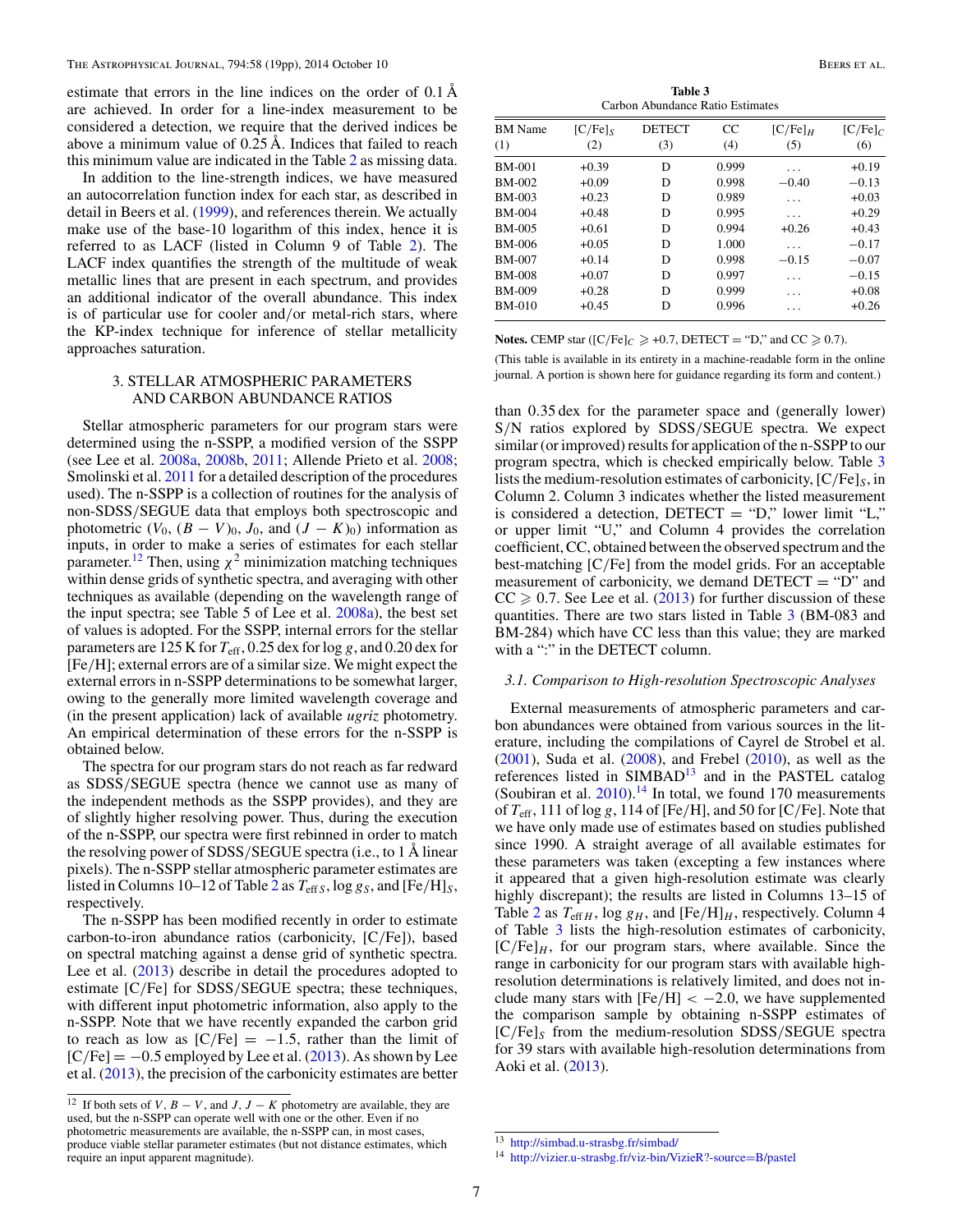estimate that errors in the line indices on the order of 0.1 Å are achieved. In order for a line-index measurement to be considered a detection, we require that the derived indices be above a minimum value of 0.25 Å. Indices that failed to reach this minimum value are indicated in the Table 2 as missing data.

In addition to the line-strength indices, we have measured an autocorrelation function index for each star, as described in detail in Beers et al. (1999), and references therein. We actually make use of the base-10 logarithm of this index, hence it is referred to as LACF (listed in Column 9 of Table 2). The LACF index quantifies the strength of the multitude of weak metallic lines that are present in each spectrum, and provides an additional indicator of the overall abundance. This index is of particular use for cooler and/or metal-rich stars, where the KP-index technique for inference of stellar metallicity approaches saturation.

## 3. STELLAR ATMOSPHERIC PARAMETERS AND CARBON ABUNDANCE RATIOS

Stellar atmospheric parameters for our program stars were determined using the n-SSPP, a modified version of the SSPP (see Lee et al. 2008a, 2008b, 2011; Allende Prieto et al. 2008; Smolinski et al. 2011 for a detailed description of the procedures used). The n-SSPP is a collection of routines for the analysis of non-SDSS/SEGUE data that employs both spectroscopic and photometric ($V_0$, $(B-V)_0$, $J_0$, and $(J-K)_0$) information as inputs, in order to make a series of estimates for each stellar parameter.[12] Then, using $\chi^2$ minimization matching techniques within dense grids of synthetic spectra, and averaging with other techniques as available (depending on the wavelength range of the input spectra; see Table 5 of Lee et al. 2008a), the best set of values is adopted. For the SSPP, internal errors for the stellar parameters are 125 K for $T_{\rm eff}$, 0.25 dex for $\log g$, and 0.20 dex for [Fe/H]; external errors are of a similar size. We might expect the external errors in n-SSPP determinations to be somewhat larger, owing to the generally more limited wavelength coverage and (in the present application) lack of available *ugriz* photometry. An empirical determination of these errors for the n-SSPP is obtained below.

The spectra for our program stars do not reach as far redward as SDSS/SEGUE spectra (hence we cannot use as many of the independent methods as the SSPP provides), and they are of slightly higher resolving power. Thus, during the execution of the n-SSPP, our spectra were first rebinned in order to match the resolving power of SDSS/SEGUE spectra (i.e., to 1 Å linear pixels). The n-SSPP stellar atmospheric parameter estimates are listed in Columns 10–12 of Table 2 as $T_{\rm eff\,S}$, $\log g_S$, and $[{\rm Fe/H}]_S$, respectively.

The n-SSPP has been modified recently in order to estimate carbon-to-iron abundance ratios (carbonicity, [C/Fe]), based on spectral matching against a dense grid of synthetic spectra. Lee et al. (2013) describe in detail the procedures adopted to estimate [C/Fe] for SDSS/SEGUE spectra; these techniques, with different input photometric information, also apply to the n-SSPP. Note that we have recently expanded the carbon grid to reach as low as $[{\rm C/Fe}] = -1.5$, rather than the limit of $[{\rm C/Fe}] = -0.5$ employed by Lee et al. (2013). As shown by Lee et al. (2013), the precision of the carbonicity estimates are better than 0.35 dex for the parameter space and (generally lower) S/N ratios explored by SDSS/SEGUE spectra. We expect similar (or improved) results for application of the n-SSPP to our program spectra, which is checked empirically below. Table 3 lists the medium-resolution estimates of carbonicity, $[{\rm C/Fe}]_S$, in Column 2. Column 3 indicates whether the listed measurement is considered a detection, DETECT = "D," lower limit "L," or upper limit "U," and Column 4 provides the correlation coefficient, CC, obtained between the observed spectrum and the best-matching [C/Fe] from the model grids. For an acceptable measurement of carbonicity, we demand DETECT = "D" and CC $\geqslant$ 0.7. See Lee et al. (2013) for further discussion of these quantities. There are two stars listed in Table 3 (BM-083 and BM-284) which have CC less than this value; they are marked with a ":" in the DETECT column.

**Table 3**
Carbon Abundance Ratio Estimates

| BM Name (1) | $[{\rm C/Fe}]_S$ (2) | DETECT (3) | CC (4) | $[{\rm C/Fe}]_H$ (5) | $[{\rm C/Fe}]_C$ (6) |
|---|---|---|---|---|---|
| BM-001 | +0.39 | D | 0.999 | ... | +0.19 |
| BM-002 | +0.09 | D | 0.998 | −0.40 | −0.13 |
| BM-003 | +0.23 | D | 0.989 | ... | +0.03 |
| BM-004 | +0.48 | D | 0.995 | ... | +0.29 |
| BM-005 | +0.61 | D | 0.994 | +0.26 | +0.43 |
| BM-006 | +0.05 | D | 1.000 | ... | −0.17 |
| BM-007 | +0.14 | D | 0.998 | −0.15 | −0.07 |
| BM-008 | +0.07 | D | 0.997 | ... | −0.15 |
| BM-009 | +0.28 | D | 0.999 | ... | +0.08 |
| BM-010 | +0.45 | D | 0.996 | ... | +0.26 |

**Notes.** CEMP star ($[{\rm C/Fe}]_C \geqslant +0.7$, DETECT = "D," and CC $\geqslant$ 0.7).

(This table is available in its entirety in a machine-readable form in the online journal. A portion is shown here for guidance regarding its form and content.)

### 3.1. Comparison to High-resolution Spectroscopic Analyses

External measurements of atmospheric parameters and carbon abundances were obtained from various sources in the literature, including the compilations of Cayrel de Strobel et al. (2001), Suda et al. (2008), and Frebel (2010), as well as the references listed in SIMBAD[13] and in the PASTEL catalog (Soubiran et al. 2010).[14] In total, we found 170 measurements of $T_{\rm eff}$, 111 of $\log g$, 114 of [Fe/H], and 50 for [C/Fe]. Note that we have only made use of estimates based on studies published since 1990. A straight average of all available estimates for these parameters was taken (excepting a few instances where it appeared that a given high-resolution estimate was clearly highly discrepant); the results are listed in Columns 13–15 of Table 2 as $T_{{\rm eff}\,H}$, $\log g_H$, and $[{\rm Fe/H}]_H$, respectively. Column 4 of Table 3 lists the high-resolution estimates of carbonicity, $[{\rm C/Fe}]_H$, for our program stars, where available. Since the range in carbonicity for our program stars with available high-resolution determinations is relatively limited, and does not include many stars with $[{\rm Fe/H}] < -2.0$, we have supplemented the comparison sample by obtaining n-SSPP estimates of $[{\rm C/Fe}]_S$ from the medium-resolution SDSS/SEGUE spectra for 39 stars with available high-resolution determinations from Aoki et al. (2013).

[12] If both sets of $V$, $B-V$, and $J$, $J-K$ photometry are available, they are used, but the n-SSPP can operate well with one or the other. Even if no photometric measurements are available, the n-SSPP can, in most cases, produce viable stellar parameter estimates (but not distance estimates, which require an input apparent magnitude).

[13] http://simbad.u-strasbg.fr/simbad/

[14] http://vizier.u-strasbg.fr/viz-bin/VizieR?-source=B/pastel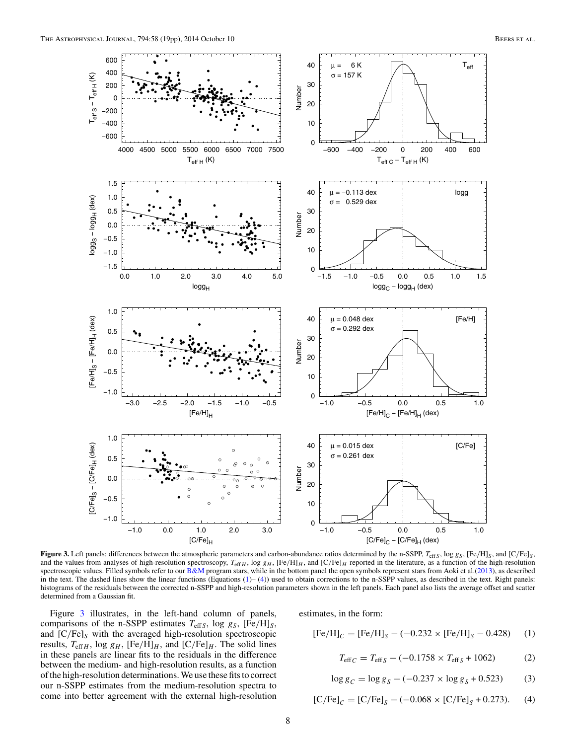**Figure 3.** Left panels: differences between the atmospheric parameters and carbon-abundance ratios determined by the n-SSPP, $T_{\mathrm{eff}\,S}$, $\log g_S$, $[\mathrm{Fe/H}]_S$, and $[\mathrm{C/Fe}]_S$, and the values from analyses of high-resolution spectroscopy, $T_{\mathrm{eff}\,H}$, $\log g_H$, $[\mathrm{Fe/H}]_H$, and $[\mathrm{C/Fe}]_H$ reported in the literature, as a function of the high-resolution spectroscopic values. Filled symbols refer to our B&M program stars, while in the bottom panel the open symbols represent stars from Aoki et al.(2013), as described in the text. The dashed lines show the linear functions (Equations (1)– (4)) used to obtain corrections to the n-SSPP values, as described in the text. Right panels: histograms of the residuals between the corrected n-SSPP and high-resolution parameters shown in the left panels. Each panel also lists the average offset and scatter determined from a Gaussian fit.

Figure 3 illustrates, in the left-hand column of panels, comparisons of the n-SSPP estimates $T_{\mathrm{eff}\,S}$, $\log g_S$, $[\mathrm{Fe/H}]_S$, and $[\mathrm{C/Fe}]_S$ with the averaged high-resolution spectroscopic results, $T_{\mathrm{eff}\,H}$, $\log g_H$, $[\mathrm{Fe/H}]_H$, and $[\mathrm{C/Fe}]_H$. The solid lines in these panels are linear fits to the residuals in the difference between the medium- and high-resolution results, as a function of the high-resolution determinations. We use these fits to correct our n-SSPP estimates from the medium-resolution spectra to come into better agreement with the external high-resolution estimates, in the form:

$$[\mathrm{Fe/H}]_C = [\mathrm{Fe/H}]_S - (-0.232 \times [\mathrm{Fe/H}]_S - 0.428) \tag{1}$$

$$T_{\mathrm{eff}\,C} = T_{\mathrm{eff}\,S} - (-0.1758 \times T_{\mathrm{eff}\,S} + 1062) \tag{2}$$

$$\log g_C = \log g_S - (-0.237 \times \log g_S + 0.523) \tag{3}$$

$$[\mathrm{C/Fe}]_C = [\mathrm{C/Fe}]_S - (-0.068 \times [\mathrm{C/Fe}]_S + 0.273). \tag{4}$$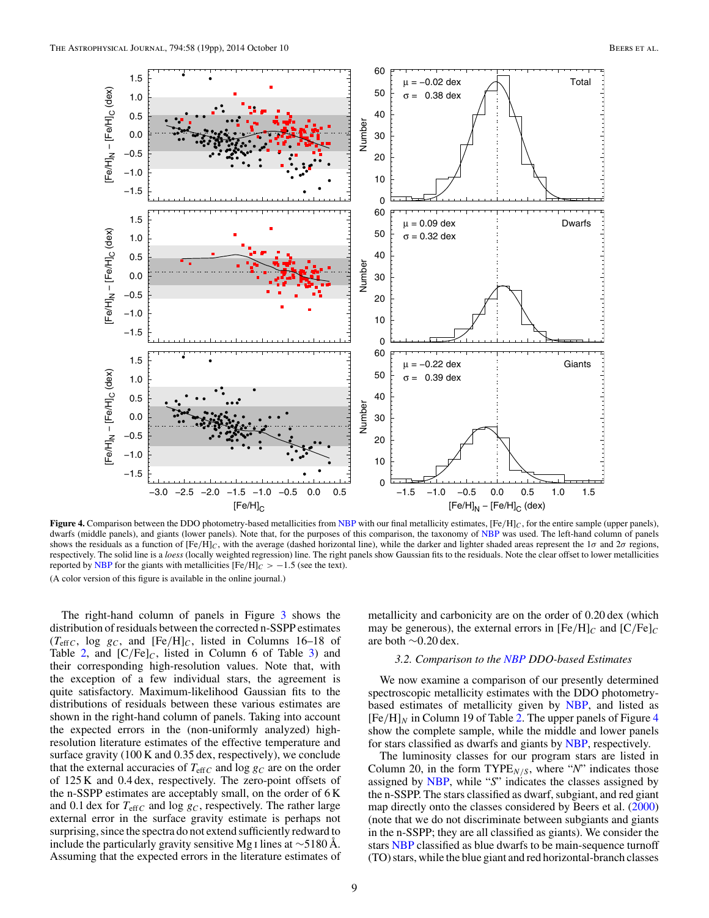**Figure 4.** Comparison between the DDO photometry-based metallicities from NBP with our final metallicity estimates, $[Fe/H]_C$, for the entire sample (upper panels), dwarfs (middle panels), and giants (lower panels). Note that, for the purposes of this comparison, the taxonomy of NBP was used. The left-hand column of panels shows the residuals as a function of $[Fe/H]_C$, with the average (dashed horizontal line), while the darker and lighter shaded areas represent the $1\sigma$ and $2\sigma$ regions, respectively. The solid line is a *loess* (locally weighted regression) line. The right panels show Gaussian fits to the residuals. Note the clear offset to lower metallicities reported by NBP for the giants with metallicities $[Fe/H]_C > -1.5$ (see the text).

(A color version of this figure is available in the online journal.)

The right-hand column of panels in Figure 3 shows the distribution of residuals between the corrected n-SSPP estimates ($T_{\mathrm{eff}\,C}$, $\log g_C$, and $[Fe/H]_C$, listed in Columns 16–18 of Table 2, and $[C/Fe]_C$, listed in Column 6 of Table 3) and their corresponding high-resolution values. Note that, with the exception of a few individual stars, the agreement is quite satisfactory. Maximum-likelihood Gaussian fits to the distributions of residuals between these various estimates are shown in the right-hand column of panels. Taking into account the expected errors in the (non-uniformly analyzed) high-resolution literature estimates of the effective temperature and surface gravity (100 K and 0.35 dex, respectively), we conclude that the external accuracies of $T_{\mathrm{eff}\,C}$ and $\log g_C$ are on the order of 125 K and 0.4 dex, respectively. The zero-point offsets of the n-SSPP estimates are acceptably small, on the order of 6 K and 0.1 dex for $T_{\mathrm{eff}\,C}$ and $\log g_C$, respectively. The rather large external error in the surface gravity estimate is perhaps not surprising, since the spectra do not extend sufficiently redward to include the particularly gravity sensitive Mg I lines at ~5180 Å. Assuming that the expected errors in the literature estimates of metallicity and carbonicity are on the order of 0.20 dex (which may be generous), the external errors in $[Fe/H]_C$ and $[C/Fe]_C$ are both ~0.20 dex.

### 3.2. Comparison to the NBP DDO-based Estimates

We now examine a comparison of our presently determined spectroscopic metallicity estimates with the DDO photometry-based estimates of metallicity given by NBP, and listed as $[Fe/H]_N$ in Column 19 of Table 2. The upper panels of Figure 4 show the complete sample, while the middle and lower panels for stars classified as dwarfs and giants by NBP, respectively.

The luminosity classes for our program stars are listed in Column 20, in the form $\mathrm{TYPE}_{N/S}$, where "*N*" indicates those assigned by NBP, while "*S*" indicates the classes assigned by the n-SSPP. The stars classified as dwarf, subgiant, and red giant map directly onto the classes considered by Beers et al. (2000) (note that we do not discriminate between subgiants and giants in the n-SSPP; they are all classified as giants). We consider the stars NBP classified as blue dwarfs to be main-sequence turnoff (TO) stars, while the blue giant and red horizontal-branch classes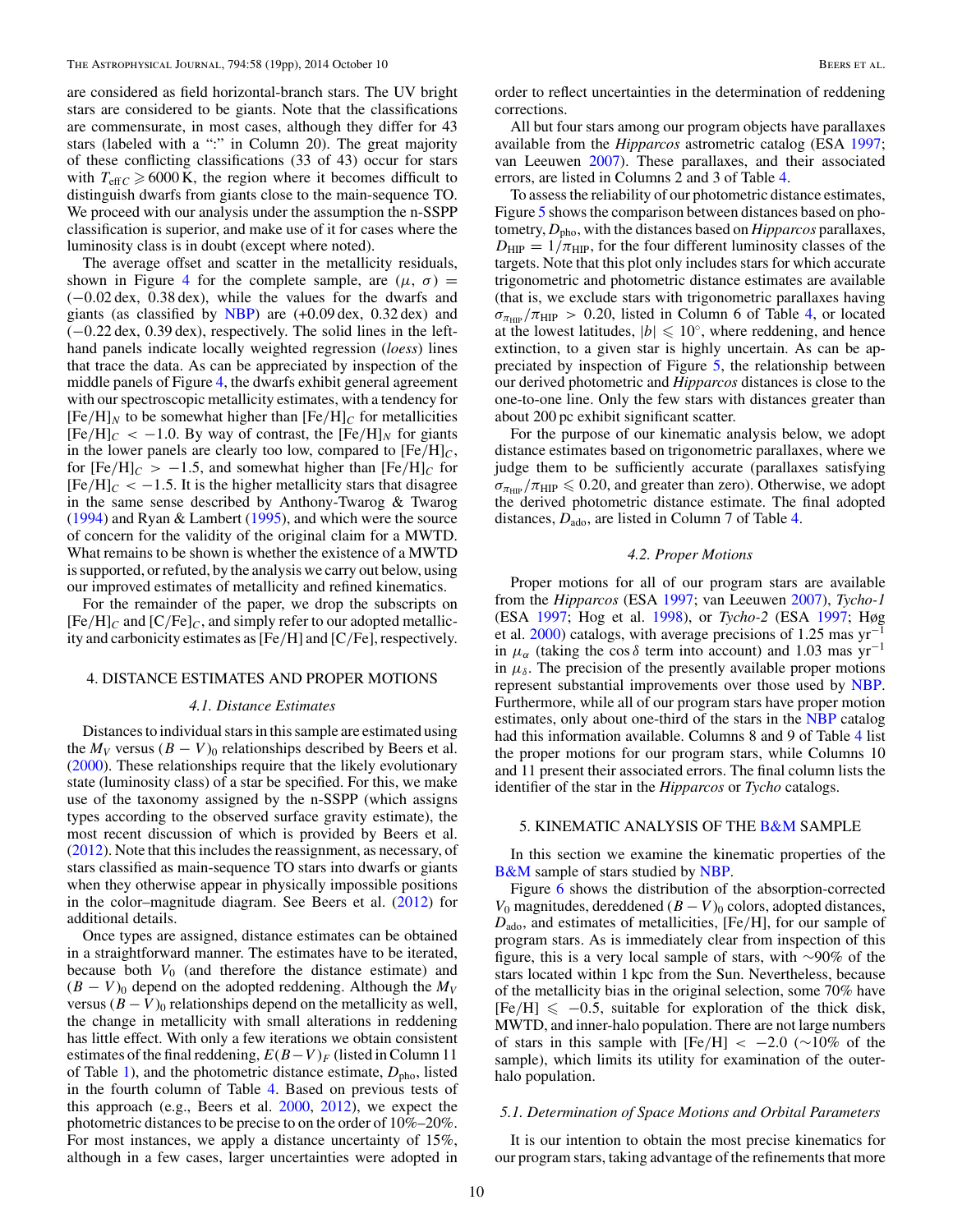are considered as field horizontal-branch stars. The UV bright stars are considered to be giants. Note that the classifications are commensurate, in most cases, although they differ for 43 stars (labeled with a ":" in Column 20). The great majority of these conflicting classifications (33 of 43) occur for stars with $T_{\mathrm{eff}\,C} \geqslant 6000$ K, the region where it becomes difficult to distinguish dwarfs from giants close to the main-sequence TO. We proceed with our analysis under the assumption the n-SSPP classification is superior, and make use of it for cases where the luminosity class is in doubt (except where noted).

The average offset and scatter in the metallicity residuals, shown in Figure 4 for the complete sample, are $(\mu,\,\sigma) = (-0.02$ dex, 0.38 dex), while the values for the dwarfs and giants (as classified by NBP) are (+0.09 dex, 0.32 dex) and (−0.22 dex, 0.39 dex), respectively. The solid lines in the left-hand panels indicate locally weighted regression (*loess*) lines that trace the data. As can be appreciated by inspection of the middle panels of Figure 4, the dwarfs exhibit general agreement with our spectroscopic metallicity estimates, with a tendency for $[\mathrm{Fe/H}]_N$ to be somewhat higher than $[\mathrm{Fe/H}]_C$ for metallicities $[\mathrm{Fe/H}]_C < -1.0$. By way of contrast, the $[\mathrm{Fe/H}]_N$ for giants in the lower panels are clearly too low, compared to $[\mathrm{Fe/H}]_C$, for $[\mathrm{Fe/H}]_C > -1.5$, and somewhat higher than $[\mathrm{Fe/H}]_C$ for $[\mathrm{Fe/H}]_C < -1.5$. It is the higher metallicity stars that disagree in the same sense described by Anthony-Twarog & Twarog (1994) and Ryan & Lambert (1995), and which were the source of concern for the validity of the original claim for a MWTD. What remains to be shown is whether the existence of a MWTD is supported, or refuted, by the analysis we carry out below, using our improved estimates of metallicity and refined kinematics.

For the remainder of the paper, we drop the subscripts on $[\mathrm{Fe/H}]_C$ and $[\mathrm{C/Fe}]_C$, and simply refer to our adopted metallicity and carbonicity estimates as [Fe/H] and [C/Fe], respectively.

## 4. DISTANCE ESTIMATES AND PROPER MOTIONS

### 4.1. Distance Estimates

Distances to individual stars in this sample are estimated using the $M_V$ versus $(B - V)_0$ relationships described by Beers et al. (2000). These relationships require that the likely evolutionary state (luminosity class) of a star be specified. For this, we make use of the taxonomy assigned by the n-SSPP (which assigns types according to the observed surface gravity estimate), the most recent discussion of which is provided by Beers et al. (2012). Note that this includes the reassignment, as necessary, of stars classified as main-sequence TO stars into dwarfs or giants when they otherwise appear in physically impossible positions in the color–magnitude diagram. See Beers et al. (2012) for additional details.

Once types are assigned, distance estimates can be obtained in a straightforward manner. The estimates have to be iterated, because both $V_0$ (and therefore the distance estimate) and $(B - V)_0$ depend on the adopted reddening. Although the $M_V$ versus $(B - V)_0$ relationships depend on the metallicity as well, the change in metallicity with small alterations in reddening has little effect. With only a few iterations we obtain consistent estimates of the final reddening, $E(B-V)_F$ (listed in Column 11 of Table 1), and the photometric distance estimate, $D_{\mathrm{pho}}$, listed in the fourth column of Table 4. Based on previous tests of this approach (e.g., Beers et al. 2000, 2012), we expect the photometric distances to be precise to on the order of 10%–20%. For most instances, we apply a distance uncertainty of 15%, although in a few cases, larger uncertainties were adopted in order to reflect uncertainties in the determination of reddening corrections.

All but four stars among our program objects have parallaxes available from the *Hipparcos* astrometric catalog (ESA 1997; van Leeuwen 2007). These parallaxes, and their associated errors, are listed in Columns 2 and 3 of Table 4.

To assess the reliability of our photometric distance estimates, Figure 5 shows the comparison between distances based on photometry, $D_{\mathrm{pho}}$, with the distances based on *Hipparcos* parallaxes, $D_{\mathrm{HIP}} = 1/\pi_{\mathrm{HIP}}$, for the four different luminosity classes of the targets. Note that this plot only includes stars for which accurate trigonometric and photometric distance estimates are available (that is, we exclude stars with trigonometric parallaxes having $\sigma_{\pi_{\mathrm{HIP}}}/\pi_{\mathrm{HIP}} > 0.20$, listed in Column 6 of Table 4, or located at the lowest latitudes, $|b| \leqslant 10^{\circ}$, where reddening, and hence extinction, to a given star is highly uncertain. As can be appreciated by inspection of Figure 5, the relationship between our derived photometric and *Hipparcos* distances is close to the one-to-one line. Only the few stars with distances greater than about 200 pc exhibit significant scatter.

For the purpose of our kinematic analysis below, we adopt distance estimates based on trigonometric parallaxes, where we judge them to be sufficiently accurate (parallaxes satisfying $\sigma_{\pi_{\mathrm{HIP}}}/\pi_{\mathrm{HIP}} \leqslant 0.20$, and greater than zero). Otherwise, we adopt the derived photometric distance estimate. The final adopted distances, $D_{\mathrm{ado}}$, are listed in Column 7 of Table 4.

### 4.2. Proper Motions

Proper motions for all of our program stars are available from the *Hipparcos* (ESA 1997; van Leeuwen 2007), *Tycho-1* (ESA 1997; Hog et al. 1998), or *Tycho-2* (ESA 1997; Høg et al. 2000) catalogs, with average precisions of 1.25 mas yr$^{-1}$ in $\mu_\alpha$ (taking the $\cos\delta$ term into account) and 1.03 mas yr$^{-1}$ in $\mu_\delta$. The precision of the presently available proper motions represent substantial improvements over those used by NBP. Furthermore, while all of our program stars have proper motion estimates, only about one-third of the stars in the NBP catalog had this information available. Columns 8 and 9 of Table 4 list the proper motions for our program stars, while Columns 10 and 11 present their associated errors. The final column lists the identifier of the star in the *Hipparcos* or *Tycho* catalogs.

## 5. KINEMATIC ANALYSIS OF THE B&M SAMPLE

In this section we examine the kinematic properties of the B&M sample of stars studied by NBP.

Figure 6 shows the distribution of the absorption-corrected $V_0$ magnitudes, dereddened $(B - V)_0$ colors, adopted distances, $D_{\mathrm{ado}}$, and estimates of metallicities, [Fe/H], for our sample of program stars. As is immediately clear from inspection of this figure, this is a very local sample of stars, with ∼90% of the stars located within 1 kpc from the Sun. Nevertheless, because of the metallicity bias in the original selection, some 70% have $[\mathrm{Fe/H}] \leqslant -0.5$, suitable for exploration of the thick disk, MWTD, and inner-halo population. There are not large numbers of stars in this sample with $[\mathrm{Fe/H}] < -2.0$ (∼10% of the sample), which limits its utility for examination of the outer-halo population.

### 5.1. Determination of Space Motions and Orbital Parameters

It is our intention to obtain the most precise kinematics for our program stars, taking advantage of the refinements that more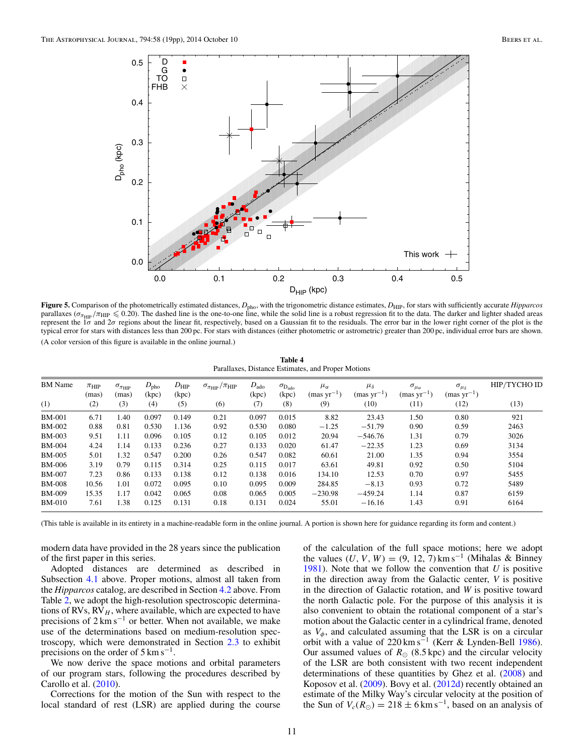**Figure 5.** Comparison of the photometrically estimated distances, $D_{\rm pho}$, with the trigonometric distance estimates, $D_{\rm HIP}$, for stars with sufficiently accurate *Hipparcos* parallaxes ($\sigma_{\pi_{\rm HIP}}/\pi_{\rm HIP} \leqslant 0.20$). The dashed line is the one-to-one line, while the solid line is a robust regression fit to the data. The darker and lighter shaded areas represent the 1$\sigma$ and 2$\sigma$ regions about the linear fit, respectively, based on a Gaussian fit to the residuals. The error bar in the lower right corner of the plot is the typical error for stars with distances less than 200 pc. For stars with distances (either photometric or astrometric) greater than 200 pc, individual error bars are shown.

(A color version of this figure is available in the online journal.)

**Table 4**
Parallaxes, Distance Estimates, and Proper Motions

| BM Name | $\pi_{\rm HIP}$ (mas) | $\sigma_{\pi_{\rm HIP}}$ (mas) | $D_{\rm pho}$ (kpc) | $D_{\rm HIP}$ (kpc) | $\sigma_{\pi_{\rm HIP}}/\pi_{\rm HIP}$ | $D_{\rm ado}$ (kpc) | $\sigma_{D_{\rm ado}}$ (kpc) | $\mu_\alpha$ (mas yr$^{-1}$) | $\mu_\delta$ (mas yr$^{-1}$) | $\sigma_{\mu_\alpha}$ (mas yr$^{-1}$) | $\sigma_{\mu_\delta}$ (mas yr$^{-1}$) | HIP/TYCHO ID |
|---|---|---|---|---|---|---|---|---|---|---|---|---|
| (1) | (2) | (3) | (4) | (5) | (6) | (7) | (8) | (9) | (10) | (11) | (12) | (13) |
| BM-001 | 6.71 | 1.40 | 0.097 | 0.149 | 0.21 | 0.097 | 0.015 | 8.82 | 23.43 | 1.50 | 0.80 | 921 |
| BM-002 | 0.88 | 0.81 | 0.530 | 1.136 | 0.92 | 0.530 | 0.080 | −1.25 | −51.79 | 0.90 | 0.59 | 2463 |
| BM-003 | 9.51 | 1.11 | 0.096 | 0.105 | 0.12 | 0.105 | 0.012 | 20.94 | −546.76 | 1.31 | 0.79 | 3026 |
| BM-004 | 4.24 | 1.14 | 0.133 | 0.236 | 0.27 | 0.133 | 0.020 | 61.47 | −22.35 | 1.23 | 0.69 | 3134 |
| BM-005 | 5.01 | 1.32 | 0.547 | 0.200 | 0.26 | 0.547 | 0.082 | 60.61 | 21.00 | 1.35 | 0.94 | 3554 |
| BM-006 | 3.19 | 0.79 | 0.115 | 0.314 | 0.25 | 0.115 | 0.017 | 63.61 | 49.81 | 0.92 | 0.50 | 5104 |
| BM-007 | 7.23 | 0.86 | 0.133 | 0.138 | 0.12 | 0.138 | 0.016 | 134.10 | 12.53 | 0.70 | 0.97 | 5455 |
| BM-008 | 10.56 | 1.01 | 0.072 | 0.095 | 0.10 | 0.095 | 0.009 | 284.85 | −8.13 | 0.93 | 0.72 | 5489 |
| BM-009 | 15.35 | 1.17 | 0.042 | 0.065 | 0.08 | 0.065 | 0.005 | −230.98 | −459.24 | 1.14 | 0.87 | 6159 |
| BM-010 | 7.61 | 1.38 | 0.125 | 0.131 | 0.18 | 0.131 | 0.024 | 55.01 | −16.16 | 1.43 | 0.91 | 6164 |

(This table is available in its entirety in a machine-readable form in the online journal. A portion is shown here for guidance regarding its form and content.)

modern data have provided in the 28 years since the publication of the first paper in this series.

Adopted distances are determined as described in Subsection 4.1 above. Proper motions, almost all taken from the *Hipparcos* catalog, are described in Section 4.2 above. From Table 2, we adopt the high-resolution spectroscopic determinations of RVs, RV$_H$, where available, which are expected to have precisions of 2 km s$^{-1}$ or better. When not available, we make use of the determinations based on medium-resolution spectroscopy, which were demonstrated in Section 2.3 to exhibit precisions on the order of 5 km s$^{-1}$.

We now derive the space motions and orbital parameters of our program stars, following the procedures described by Carollo et al. (2010).

Corrections for the motion of the Sun with respect to the local standard of rest (LSR) are applied during the course of the calculation of the full space motions; here we adopt the values $(U, V, W) = (9, 12, 7)$ km s$^{-1}$ (Mihalas & Binney 1981). Note that we follow the convention that $U$ is positive in the direction away from the Galactic center, $V$ is positive in the direction of Galactic rotation, and $W$ is positive toward the north Galactic pole. For the purpose of this analysis it is also convenient to obtain the rotational component of a star's motion about the Galactic center in a cylindrical frame, denoted as $V_\phi$, and calculated assuming that the LSR is on a circular orbit with a value of 220 km s$^{-1}$ (Kerr & Lynden-Bell 1986). Our assumed values of $R_\odot$ (8.5 kpc) and the circular velocity of the LSR are both consistent with two recent independent determinations of these quantities by Ghez et al. (2008) and Koposov et al. (2009). Bovy et al. (2012d) recently obtained an estimate of the Milky Way's circular velocity at the position of the Sun of $V_c(R_\odot) = 218 \pm 6$ km s$^{-1}$, based on an analysis of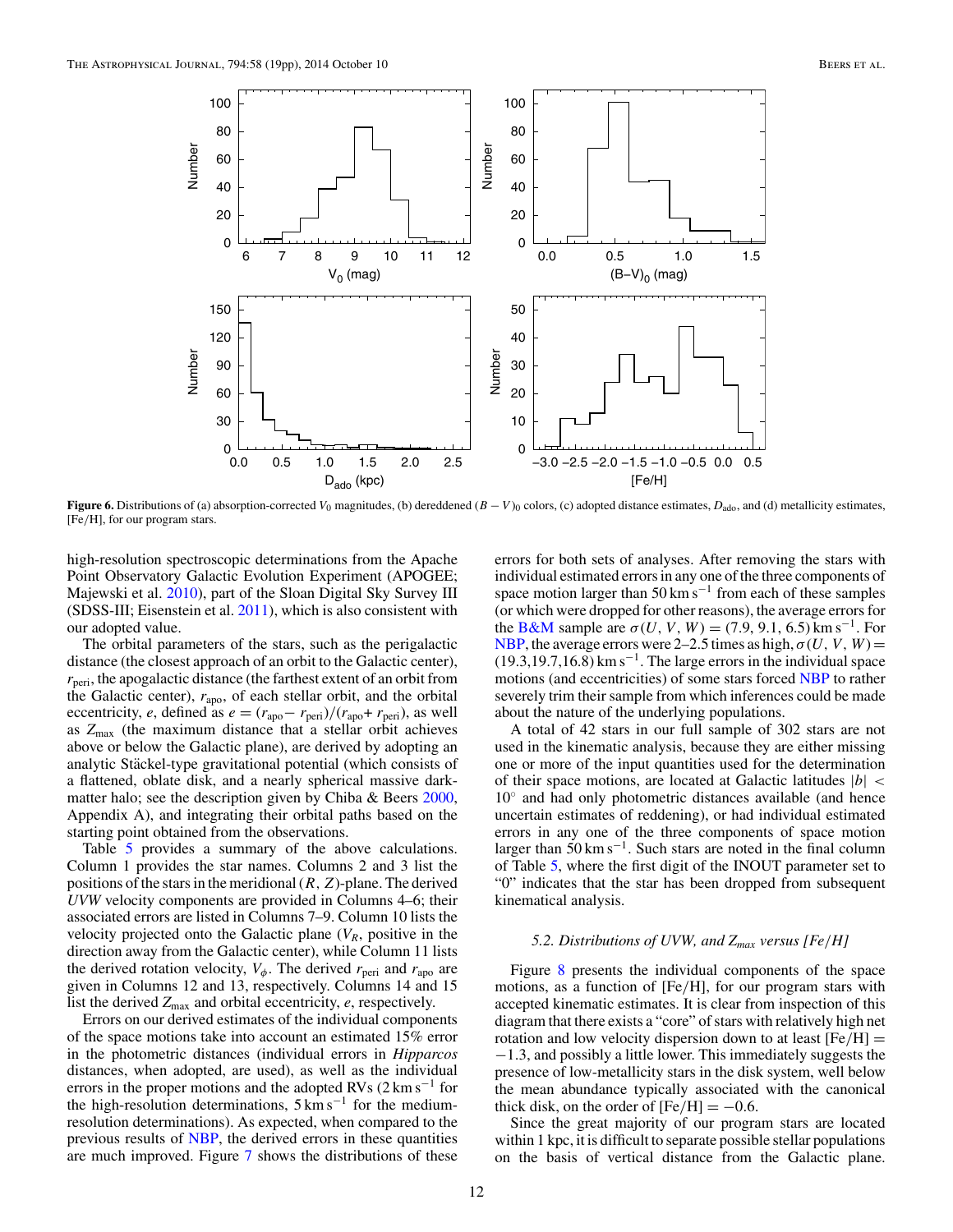**Figure 6.** Distributions of (a) absorption-corrected $V_0$ magnitudes, (b) dereddened $(B - V)_0$ colors, (c) adopted distance estimates, $D_{\rm ado}$, and (d) metallicity estimates, [Fe/H], for our program stars.

high-resolution spectroscopic determinations from the Apache Point Observatory Galactic Evolution Experiment (APOGEE; Majewski et al. 2010), part of the Sloan Digital Sky Survey III (SDSS-III; Eisenstein et al. 2011), which is also consistent with our adopted value.

The orbital parameters of the stars, such as the perigalactic distance (the closest approach of an orbit to the Galactic center), $r_{\rm peri}$, the apogalactic distance (the farthest extent of an orbit from the Galactic center), $r_{\rm apo}$, of each stellar orbit, and the orbital eccentricity, $e$, defined as $e = (r_{\rm apo} - r_{\rm peri})/(r_{\rm apo} + r_{\rm peri})$, as well as $Z_{\rm max}$ (the maximum distance that a stellar orbit achieves above or below the Galactic plane), are derived by adopting an analytic Stäckel-type gravitational potential (which consists of a flattened, oblate disk, and a nearly spherical massive dark-matter halo; see the description given by Chiba & Beers 2000, Appendix A), and integrating their orbital paths based on the starting point obtained from the observations.

Table 5 provides a summary of the above calculations. Column 1 provides the star names. Columns 2 and 3 list the positions of the stars in the meridional $(R, Z)$-plane. The derived $UVW$ velocity components are provided in Columns 4–6; their associated errors are listed in Columns 7–9. Column 10 lists the velocity projected onto the Galactic plane ($V_R$, positive in the direction away from the Galactic center), while Column 11 lists the derived rotation velocity, $V_\phi$. The derived $r_{\rm peri}$ and $r_{\rm apo}$ are given in Columns 12 and 13, respectively. Columns 14 and 15 list the derived $Z_{\rm max}$ and orbital eccentricity, $e$, respectively.

Errors on our derived estimates of the individual components of the space motions take into account an estimated 15% error in the photometric distances (individual errors in *Hipparcos* distances, when adopted, are used), as well as the individual errors in the proper motions and the adopted RVs (2 km s$^{-1}$ for the high-resolution determinations, 5 km s$^{-1}$ for the medium-resolution determinations). As expected, when compared to the previous results of NBP, the derived errors in these quantities are much improved. Figure 7 shows the distributions of these errors for both sets of analyses. After removing the stars with individual estimated errors in any one of the three components of space motion larger than 50 km s$^{-1}$ from each of these samples (or which were dropped for other reasons), the average errors for the B&M sample are $\sigma(U, V, W) = (7.9, 9.1, 6.5)$ km s$^{-1}$. For NBP, the average errors were 2–2.5 times as high, $\sigma(U, V, W) = (19.3, 19.7, 16.8)$ km s$^{-1}$. The large errors in the individual space motions (and eccentricities) of some stars forced NBP to rather severely trim their sample from which inferences could be made about the nature of the underlying populations.

A total of 42 stars in our full sample of 302 stars are not used in the kinematic analysis, because they are either missing one or more of the input quantities used for the determination of their space motions, are located at Galactic latitudes $|b| < 10^\circ$ and had only photometric distances available (and hence uncertain estimates of reddening), or had individual estimated errors in any one of the three components of space motion larger than 50 km s$^{-1}$. Such stars are noted in the final column of Table 5, where the first digit of the INOUT parameter set to "0" indicates that the star has been dropped from subsequent kinematical analysis.

### 5.2. Distributions of UVW, and $Z_{max}$ versus [Fe/H]

Figure 8 presents the individual components of the space motions, as a function of [Fe/H], for our program stars with accepted kinematic estimates. It is clear from inspection of this diagram that there exists a "core" of stars with relatively high net rotation and low velocity dispersion down to at least [Fe/H] = −1.3, and possibly a little lower. This immediately suggests the presence of low-metallicity stars in the disk system, well below the mean abundance typically associated with the canonical thick disk, on the order of [Fe/H] = −0.6.

Since the great majority of our program stars are located within 1 kpc, it is difficult to separate possible stellar populations on the basis of vertical distance from the Galactic plane.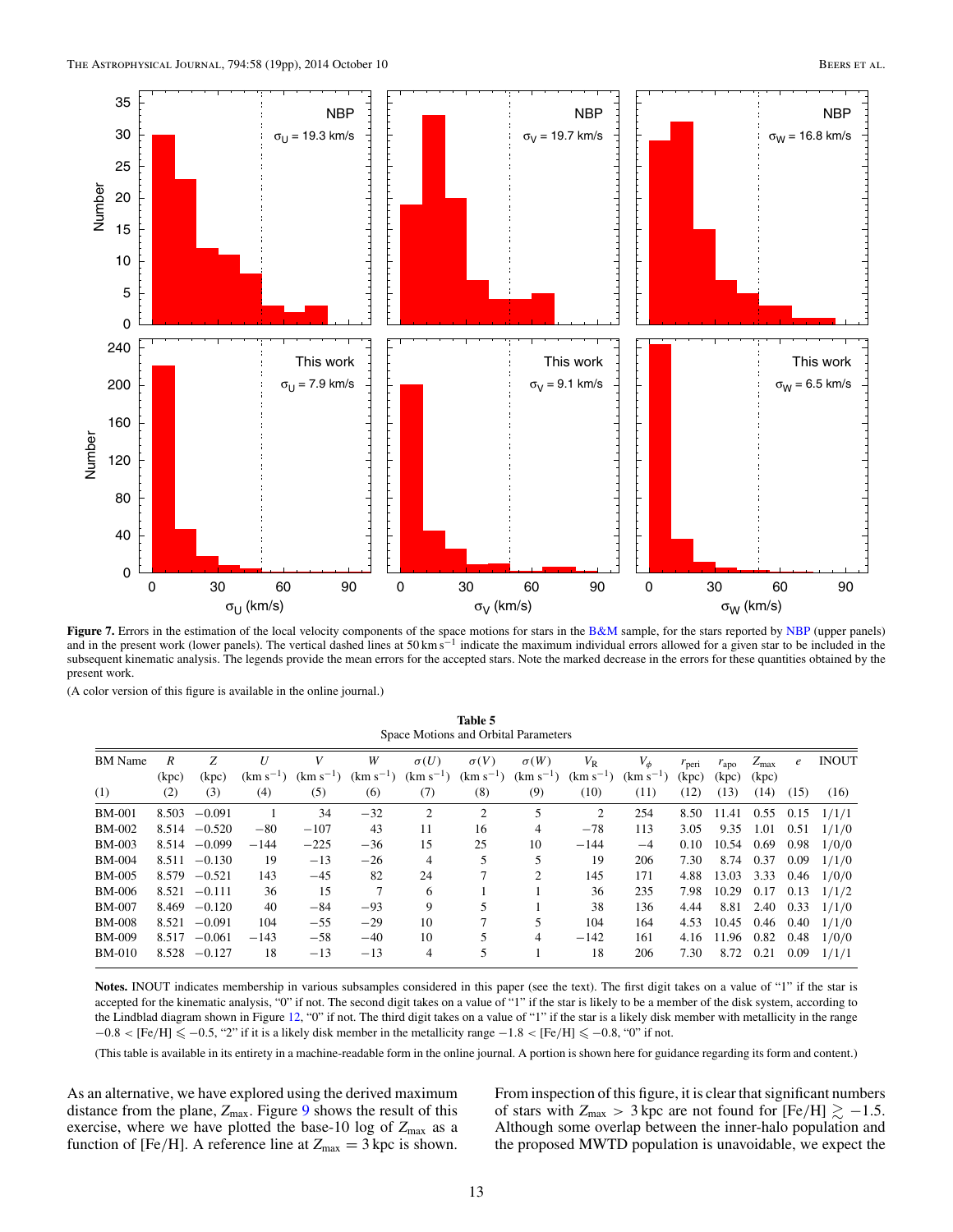**Figure 7.** Errors in the estimation of the local velocity components of the space motions for stars in the B&M sample, for the stars reported by NBP (upper panels) and in the present work (lower panels). The vertical dashed lines at 50 km s$^{-1}$ indicate the maximum individual errors allowed for a given star to be included in the subsequent kinematic analysis. The legends provide the mean errors for the accepted stars. Note the marked decrease in the errors for these quantities obtained by the present work.

(A color version of this figure is available in the online journal.)

**Table 5**
Space Motions and Orbital Parameters

| BM Name | $R$ (kpc) | $Z$ (kpc) | $U$ (km s$^{-1}$) | $V$ (km s$^{-1}$) | $W$ (km s$^{-1}$) | $\sigma(U)$ (km s$^{-1}$) | $\sigma(V)$ (km s$^{-1}$) | $\sigma(W)$ (km s$^{-1}$) | $V_R$ (km s$^{-1}$) | $V_\phi$ (km s$^{-1}$) | $r_{peri}$ (kpc) | $r_{apo}$ (kpc) | $Z_{max}$ (kpc) | $e$ | INOUT |
|---|---|---|---|---|---|---|---|---|---|---|---|---|---|---|---|
| (1) | (2) | (3) | (4) | (5) | (6) | (7) | (8) | (9) | (10) | (11) | (12) | (13) | (14) | (15) | (16) |
| BM-001 | 8.503 | −0.091 | 1 | 34 | −32 | 2 | 2 | 5 | 2 | 254 | 8.50 | 11.41 | 0.55 | 0.15 | 1/1/1 |
| BM-002 | 8.514 | −0.520 | −80 | −107 | 43 | 11 | 16 | 4 | −78 | 113 | 3.05 | 9.35 | 1.01 | 0.51 | 1/1/0 |
| BM-003 | 8.514 | −0.099 | −144 | −225 | −36 | 15 | 25 | 10 | −144 | −4 | 0.10 | 10.54 | 0.69 | 0.98 | 1/0/0 |
| BM-004 | 8.511 | −0.130 | 19 | −13 | −26 | 4 | 5 | 5 | 19 | 206 | 7.30 | 8.74 | 0.37 | 0.09 | 1/1/0 |
| BM-005 | 8.579 | −0.521 | 143 | −45 | 82 | 24 | 7 | 2 | 145 | 171 | 4.88 | 13.03 | 3.33 | 0.46 | 1/0/0 |
| BM-006 | 8.521 | −0.111 | 36 | 15 | 7 | 6 | 1 | 1 | 36 | 235 | 7.98 | 10.29 | 0.17 | 0.13 | 1/1/2 |
| BM-007 | 8.469 | −0.120 | 40 | −84 | −93 | 9 | 5 | 1 | 38 | 136 | 4.44 | 8.81 | 2.40 | 0.33 | 1/1/0 |
| BM-008 | 8.521 | −0.091 | 104 | −55 | −29 | 10 | 7 | 5 | 104 | 164 | 4.53 | 10.45 | 0.46 | 0.40 | 1/1/0 |
| BM-009 | 8.517 | −0.061 | −143 | −58 | −40 | 10 | 5 | 4 | −142 | 161 | 4.16 | 11.96 | 0.82 | 0.48 | 1/0/0 |
| BM-010 | 8.528 | −0.127 | 18 | −13 | −13 | 4 | 5 | 1 | 18 | 206 | 7.30 | 8.72 | 0.21 | 0.09 | 1/1/1 |

**Notes.** INOUT indicates membership in various subsamples considered in this paper (see the text). The first digit takes on a value of "1" if the star is accepted for the kinematic analysis, "0" if not. The second digit takes on a value of "1" if the star is likely to be a member of the disk system, according to the Lindblad diagram shown in Figure 12, "0" if not. The third digit takes on a value of "1" if the star is a likely disk member with metallicity in the range $-0.8 <$ [Fe/H] $\leqslant -0.5$, "2" if it is a likely disk member in the metallicity range $-1.8 <$ [Fe/H] $\leqslant -0.8$, "0" if not.

(This table is available in its entirety in a machine-readable form in the online journal. A portion is shown here for guidance regarding its form and content.)

As an alternative, we have explored using the derived maximum distance from the plane, $Z_{max}$. Figure 9 shows the result of this exercise, where we have plotted the base-10 log of $Z_{max}$ as a function of [Fe/H]. A reference line at $Z_{max} = 3$ kpc is shown. From inspection of this figure, it is clear that significant numbers of stars with $Z_{max} > 3$ kpc are not found for [Fe/H] $\gtrsim -1.5$. Although some overlap between the inner-halo population and the proposed MWTD population is unavoidable, we expect the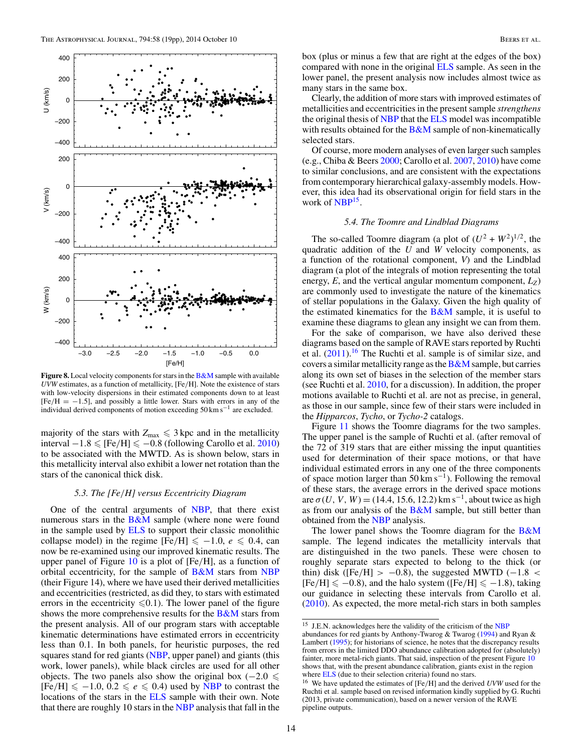**Figure 8.** Local velocity components for stars in the B&M sample with available *UVW* estimates, as a function of metallicity, [Fe/H]. Note the existence of stars with low-velocity dispersions in their estimated components down to at least [Fe/H = −1.5], and possibly a little lower. Stars with errors in any of the individual derived components of motion exceeding 50 km s$^{-1}$ are excluded.

majority of the stars with $Z_{\rm max} \leqslant 3$ kpc and in the metallicity interval $-1.8 \leqslant$ [Fe/H] $\leqslant -0.8$ (following Carollo et al. 2010) to be associated with the MWTD. As is shown below, stars in this metallicity interval also exhibit a lower net rotation than the stars of the canonical thick disk.

### *5.3. The [Fe/H] versus Eccentricity Diagram*

One of the central arguments of NBP, that there exist numerous stars in the B&M sample (where none were found in the sample used by ELS to support their classic monolithic collapse model) in the regime [Fe/H] $\leqslant -1.0$, $e \leqslant 0.4$, can now be re-examined using our improved kinematic results. The upper panel of Figure 10 is a plot of [Fe/H], as a function of orbital eccentricity, for the sample of B&M stars from NBP (their Figure 14), where we have used their derived metallicities and eccentricities (restricted, as did they, to stars with estimated errors in the eccentricity $\leqslant$0.1). The lower panel of the figure shows the more comprehensive results for the B&M stars from the present analysis. All of our program stars with acceptable kinematic determinations have estimated errors in eccentricity less than 0.1. In both panels, for heuristic purposes, the red squares stand for red giants (NBP, upper panel) and giants (this work, lower panels), while black circles are used for all other objects. The two panels also show the original box ($-2.0 \leqslant$ [Fe/H] $\leqslant -1.0$, $0.2 \leqslant e \leqslant 0.4$) used by NBP to contrast the locations of the stars in the ELS sample with their own. Note that there are roughly 10 stars in the NBP analysis that fall in the box (plus or minus a few that are right at the edges of the box) compared with none in the original ELS sample. As seen in the lower panel, the present analysis now includes almost twice as many stars in the same box.

Clearly, the addition of more stars with improved estimates of metallicities and eccentricities in the present sample *strengthens* the original thesis of NBP that the ELS model was incompatible with results obtained for the B&M sample of non-kinematically selected stars.

Of course, more modern analyses of even larger such samples (e.g., Chiba & Beers 2000; Carollo et al. 2007, 2010) have come to similar conclusions, and are consistent with the expectations from contemporary hierarchical galaxy-assembly models. However, this idea had its observational origin for field stars in the work of NBP[15].

### *5.4. The Toomre and Lindblad Diagrams*

The so-called Toomre diagram (a plot of $(U^2 + W^2)^{1/2}$, the quadratic addition of the $U$ and $W$ velocity components, as a function of the rotational component, $V$) and the Lindblad diagram (a plot of the integrals of motion representing the total energy, $E$, and the vertical angular momentum component, $L_Z$) are commonly used to investigate the nature of the kinematics of stellar populations in the Galaxy. Given the high quality of the estimated kinematics for the B&M sample, it is useful to examine these diagrams to glean any insight we can from them.

For the sake of comparison, we have also derived these diagrams based on the sample of RAVE stars reported by Ruchti et al. (2011).[16] The Ruchti et al. sample is of similar size, and covers a similar metallicity range as the B&M sample, but carries along its own set of biases in the selection of the member stars (see Ruchti et al. 2010, for a discussion). In addition, the proper motions available to Ruchti et al. are not as precise, in general, as those in our sample, since few of their stars were included in the *Hipparcos*, *Tycho*, or *Tycho-2* catalogs.

Figure 11 shows the Toomre diagrams for the two samples. The upper panel is the sample of Ruchti et al. (after removal of the 72 of 319 stars that are either missing the input quantities used for determination of their space motions, or that have individual estimated errors in any one of the three components of space motion larger than 50 km s$^{-1}$). Following the removal of these stars, the average errors in the derived space motions are $\sigma(U, V, W) = (14.4, 15.6, 12.2)$ km s$^{-1}$, about twice as high as from our analysis of the B&M sample, but still better than obtained from the NBP analysis.

The lower panel shows the Toomre diagram for the B&M sample. The legend indicates the metallicity intervals that are distinguished in the two panels. These were chosen to roughly separate stars expected to belong to the thick (or thin) disk ([Fe/H] $> -0.8$), the suggested MWTD ($-1.8 <$ [Fe/H] $\leqslant -0.8$), and the halo system ([Fe/H] $\leqslant -1.8$), taking our guidance in selecting these intervals from Carollo et al. (2010). As expected, the more metal-rich stars in both samples

---

[15] J.E.N. acknowledges here the validity of the criticism of the NBP abundances for red giants by Anthony-Twarog & Twarog (1994) and Ryan & Lambert (1995); for historians of science, he notes that the discrepancy results from errors in the limited DDO abundance calibration adopted for (absolutely) fainter, more metal-rich giants. That said, inspection of the present Figure 10 shows that, with the present abundance calibration, giants exist in the region where ELS (due to their selection criteria) found no stars.

[16] We have updated the estimates of [Fe/H] and the derived *UVW* used for the Ruchti et al. sample based on revised information kindly supplied by G. Ruchti (2013, private communication), based on a newer version of the RAVE pipeline outputs.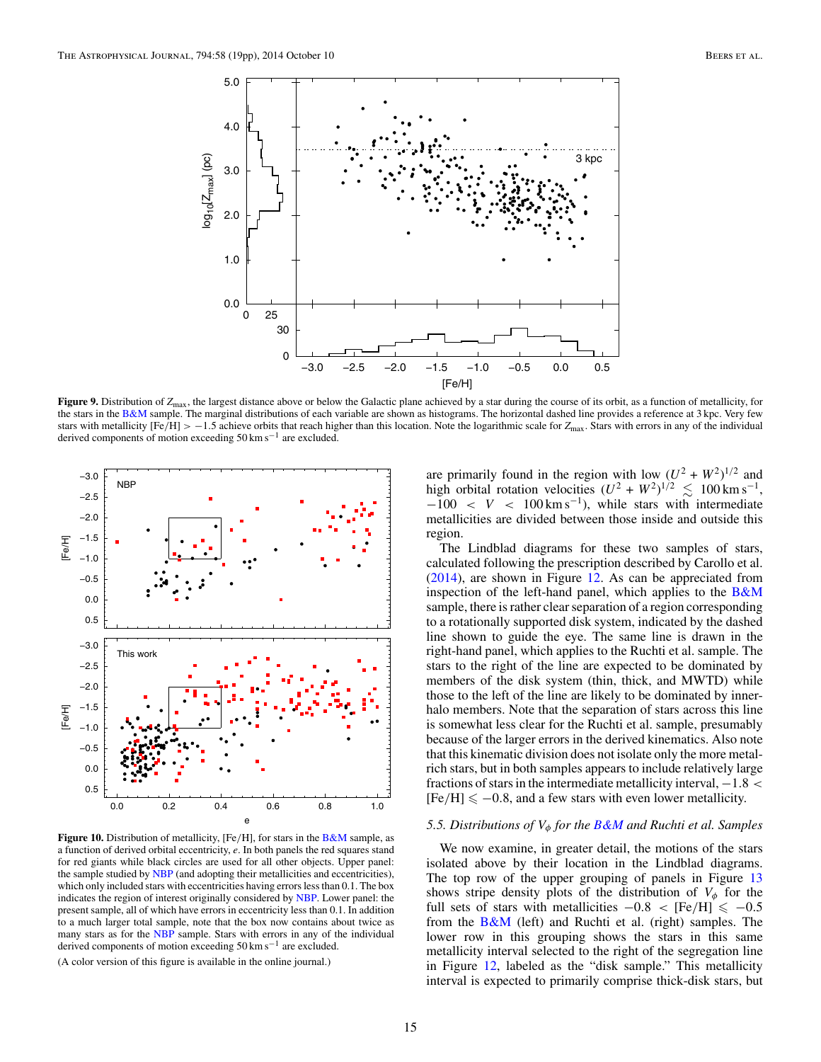**Figure 9.** Distribution of $Z_{\max}$, the largest distance above or below the Galactic plane achieved by a star during the course of its orbit, as a function of metallicity, for the stars in the B&M sample. The marginal distributions of each variable are shown as histograms. The horizontal dashed line provides a reference at 3 kpc. Very few stars with metallicity [Fe/H] $> -1.5$ achieve orbits that reach higher than this location. Note the logarithmic scale for $Z_{\max}$. Stars with errors in any of the individual derived components of motion exceeding $50\,\mathrm{km\,s^{-1}}$ are excluded.

**Figure 10.** Distribution of metallicity, [Fe/H], for stars in the B&M sample, as a function of derived orbital eccentricity, $e$. In both panels the red squares stand for red giants while black circles are used for all other objects. Upper panel: the sample studied by NBP (and adopting their metallicities and eccentricities), which only included stars with eccentricities having errors less than 0.1. The box indicates the region of interest originally considered by NBP. Lower panel: the present sample, all of which have errors in eccentricity less than 0.1. In addition to a much larger total sample, note that the box now contains about twice as many stars as for the NBP sample. Stars with errors in any of the individual derived components of motion exceeding $50\,\mathrm{km\,s^{-1}}$ are excluded.

(A color version of this figure is available in the online journal.)

are primarily found in the region with low $(U^2 + W^2)^{1/2}$ and high orbital rotation velocities $(U^2 + W^2)^{1/2} \lesssim 100\,\mathrm{km\,s^{-1}}$, $-100 < V < 100\,\mathrm{km\,s^{-1}}$), while stars with intermediate metallicities are divided between those inside and outside this region.

The Lindblad diagrams for these two samples of stars, calculated following the prescription described by Carollo et al. (2014), are shown in Figure 12. As can be appreciated from inspection of the left-hand panel, which applies to the B&M sample, there is rather clear separation of a region corresponding to a rotationally supported disk system, indicated by the dashed line shown to guide the eye. The same line is drawn in the right-hand panel, which applies to the Ruchti et al. sample. The stars to the right of the line are expected to be dominated by members of the disk system (thin, thick, and MWTD) while those to the left of the line are likely to be dominated by inner-halo members. Note that the separation of stars across this line is somewhat less clear for the Ruchti et al. sample, presumably because of the larger errors in the derived kinematics. Also note that this kinematic division does not isolate only the more metal-rich stars, but in both samples appears to include relatively large fractions of stars in the intermediate metallicity interval, $-1.8 <$ [Fe/H] $\leqslant -0.8$, and a few stars with even lower metallicity.

### 5.5. Distributions of $V_\phi$ for the B&M and Ruchti et al. Samples

We now examine, in greater detail, the motions of the stars isolated above by their location in the Lindblad diagrams. The top row of the upper grouping of panels in Figure 13 shows stripe density plots of the distribution of $V_\phi$ for the full sets of stars with metallicities $-0.8 <$ [Fe/H] $\leqslant -0.5$ from the B&M (left) and Ruchti et al. (right) samples. The lower row in this grouping shows the stars in this same metallicity interval selected to the right of the segregation line in Figure 12, labeled as the "disk sample." This metallicity interval is expected to primarily comprise thick-disk stars, but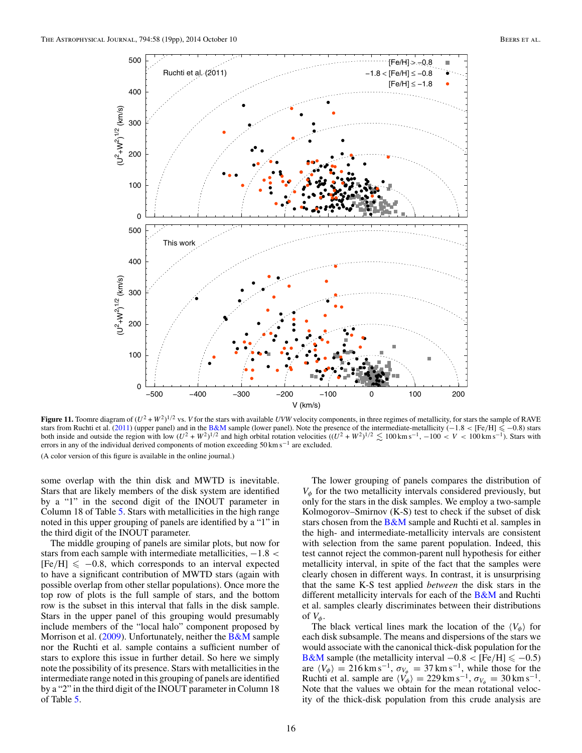**Figure 11.** Toomre diagram of $(U^2 + W^2)^{1/2}$ vs. $V$ for the stars with available $UVW$ velocity components, in three regimes of metallicity, for stars the sample of RAVE stars from Ruchti et al. (2011) (upper panel) and in the B&M sample (lower panel). Note the presence of the intermediate-metallicity ($-1.8 < \text{[Fe/H]} \leqslant -0.8$) stars both inside and outside the region with low $(U^2 + W^2)^{1/2}$ and high orbital rotation velocities ($(U^2 + W^2)^{1/2} \lesssim 100\,\text{km s}^{-1}$, $-100 < V < 100\,\text{km s}^{-1}$). Stars with errors in any of the individual derived components of motion exceeding $50\,\text{km s}^{-1}$ are excluded.

(A color version of this figure is available in the online journal.)

some overlap with the thin disk and MWTD is inevitable. Stars that are likely members of the disk system are identified by a "1" in the second digit of the INOUT parameter in Column 18 of Table 5. Stars with metallicities in the high range noted in this upper grouping of panels are identified by a "1" in the third digit of the INOUT parameter.

The middle grouping of panels are similar plots, but now for stars from each sample with intermediate metallicities, $-1.8 <$ [Fe/H] $\leqslant -0.8$, which corresponds to an interval expected to have a significant contribution of MWTD stars (again with possible overlap from other stellar populations). Once more the top row of plots is the full sample of stars, and the bottom row is the subset in this interval that falls in the disk sample. Stars in the upper panel of this grouping would presumably include members of the "local halo" component proposed by Morrison et al. (2009). Unfortunately, neither the B&M sample nor the Ruchti et al. sample contains a sufficient number of stars to explore this issue in further detail. So here we simply note the possibility of its presence. Stars with metallicities in the intermediate range noted in this grouping of panels are identified by a "2" in the third digit of the INOUT parameter in Column 18 of Table 5.

The lower grouping of panels compares the distribution of $V_\phi$ for the two metallicity intervals considered previously, but only for the stars in the disk samples. We employ a two-sample Kolmogorov–Smirnov (K-S) test to check if the subset of disk stars chosen from the B&M sample and Ruchti et al. samples in the high- and intermediate-metallicity intervals are consistent with selection from the same parent population. Indeed, this test cannot reject the common-parent null hypothesis for either metallicity interval, in spite of the fact that the samples were clearly chosen in different ways. In contrast, it is unsurprising that the same K-S test applied *between* the disk stars in the different metallicity intervals for each of the B&M and Ruchti et al. samples clearly discriminates between their distributions of $V_\phi$.

The black vertical lines mark the location of the $\langle V_\phi \rangle$ for each disk subsample. The means and dispersions of the stars we would associate with the canonical thick-disk population for the B&M sample (the metallicity interval $-0.8 <$ [Fe/H] $\leqslant -0.5$) are $\langle V_\phi \rangle = 216\,\text{km s}^{-1}$, $\sigma_{V_\phi} = 37\,\text{km s}^{-1}$, while those for the Ruchti et al. sample are $\langle V_\phi \rangle = 229\,\text{km s}^{-1}$, $\sigma_{V_\phi} = 30\,\text{km s}^{-1}$. Note that the values we obtain for the mean rotational velocity of the thick-disk population from this crude analysis are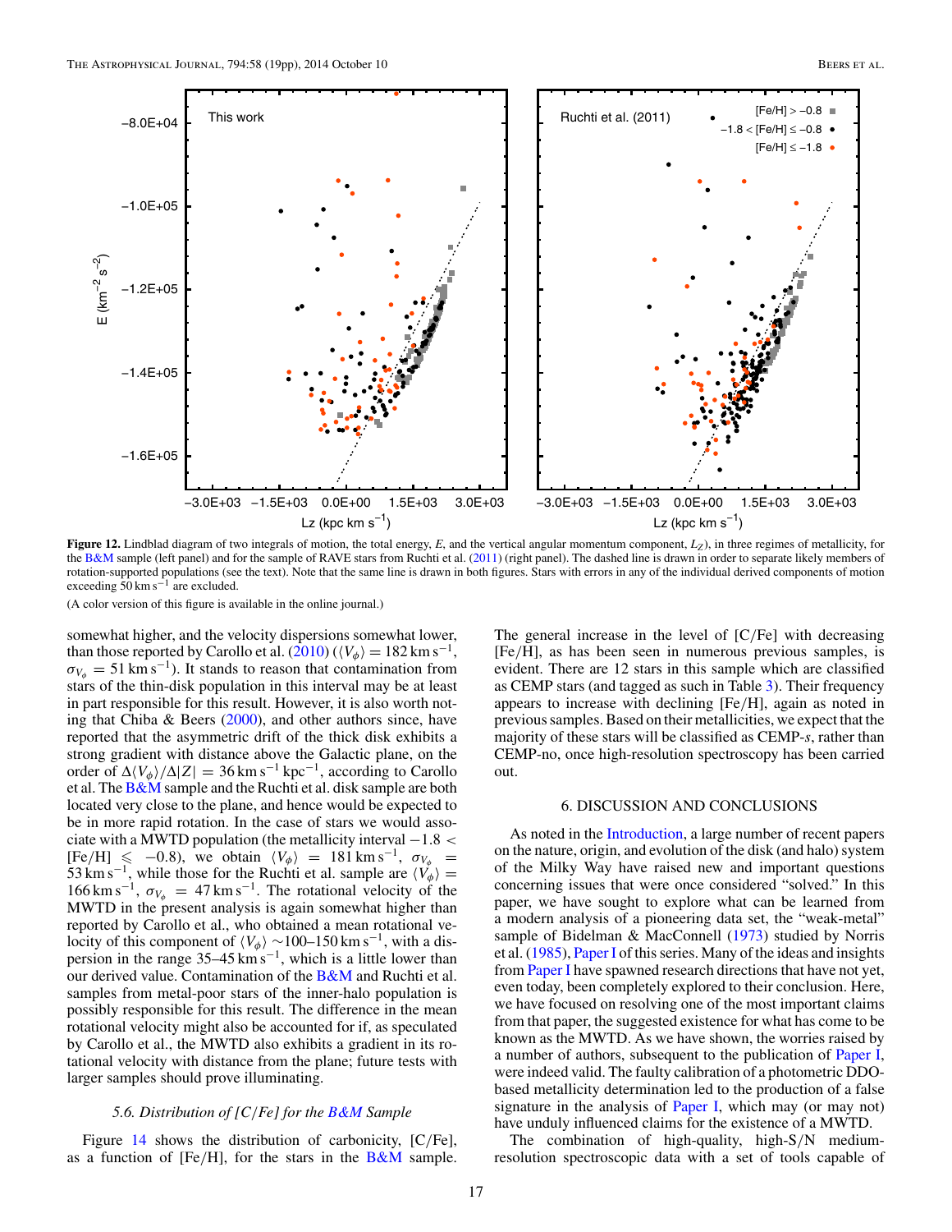**Figure 12.** Lindblad diagram of two integrals of motion, the total energy, $E$, and the vertical angular momentum component, $L_Z$), in three regimes of metallicity, for the B&M sample (left panel) and for the sample of RAVE stars from Ruchti et al. (2011) (right panel). The dashed line is drawn in order to separate likely members of rotation-supported populations (see the text). Note that the same line is drawn in both figures. Stars with errors in any of the individual derived components of motion exceeding 50 km s$^{-1}$ are excluded.

(A color version of this figure is available in the online journal.)

somewhat higher, and the velocity dispersions somewhat lower, than those reported by Carollo et al. (2010) ($\langle V_\phi \rangle = 182$ km s$^{-1}$, $\sigma_{V_\phi} = 51$ km s$^{-1}$). It stands to reason that contamination from stars of the thin-disk population in this interval may be at least in part responsible for this result. However, it is also worth noting that Chiba & Beers (2000), and other authors since, have reported that the asymmetric drift of the thick disk exhibits a strong gradient with distance above the Galactic plane, on the order of $\Delta \langle V_\phi \rangle / \Delta |Z| = 36$ km s$^{-1}$ kpc$^{-1}$, according to Carollo et al. The B&M sample and the Ruchti et al. disk sample are both located very close to the plane, and hence would be expected to be in more rapid rotation. In the case of stars we would associate with a MWTD population (the metallicity interval $-1.8 <$ [Fe/H] $\leqslant -0.8$), we obtain $\langle V_\phi \rangle = 181$ km s$^{-1}$, $\sigma_{V_\phi} = 53$ km s$^{-1}$, while those for the Ruchti et al. sample are $\langle V_\phi \rangle = 166$ km s$^{-1}$, $\sigma_{V_\phi} = 47$ km s$^{-1}$. The rotational velocity of the MWTD in the present analysis is again somewhat higher than reported by Carollo et al., who obtained a mean rotational velocity of this component of $\langle V_\phi \rangle \sim$100–150 km s$^{-1}$, with a dispersion in the range 35–45 km s$^{-1}$, which is a little lower than our derived value. Contamination of the B&M and Ruchti et al. samples from metal-poor stars of the inner-halo population is possibly responsible for this result. The difference in the mean rotational velocity might also be accounted for if, as speculated by Carollo et al., the MWTD also exhibits a gradient in its rotational velocity with distance from the plane; future tests with larger samples should prove illuminating.

### 5.6. *Distribution of [C/Fe] for the B&M Sample*

Figure 14 shows the distribution of carbonicity, [C/Fe], as a function of [Fe/H], for the stars in the B&M sample. The general increase in the level of [C/Fe] with decreasing [Fe/H], as has been seen in numerous previous samples, is evident. There are 12 stars in this sample which are classified as CEMP stars (and tagged as such in Table 3). Their frequency appears to increase with declining [Fe/H], again as noted in previous samples. Based on their metallicities, we expect that the majority of these stars will be classified as CEMP-*s*, rather than CEMP-no, once high-resolution spectroscopy has been carried out.

## 6. DISCUSSION AND CONCLUSIONS

As noted in the Introduction, a large number of recent papers on the nature, origin, and evolution of the disk (and halo) system of the Milky Way have raised new and important questions concerning issues that were once considered "solved." In this paper, we have sought to explore what can be learned from a modern analysis of a pioneering data set, the "weak-metal" sample of Bidelman & MacConnell (1973) studied by Norris et al. (1985), Paper I of this series. Many of the ideas and insights from Paper I have spawned research directions that have not yet, even today, been completely explored to their conclusion. Here, we have focused on resolving one of the most important claims from that paper, the suggested existence for what has come to be known as the MWTD. As we have shown, the worries raised by a number of authors, subsequent to the publication of Paper I, were indeed valid. The faulty calibration of a photometric DDO-based metallicity determination led to the production of a false signature in the analysis of Paper I, which may (or may not) have unduly influenced claims for the existence of a MWTD.

The combination of high-quality, high-S/N medium-resolution spectroscopic data with a set of tools capable of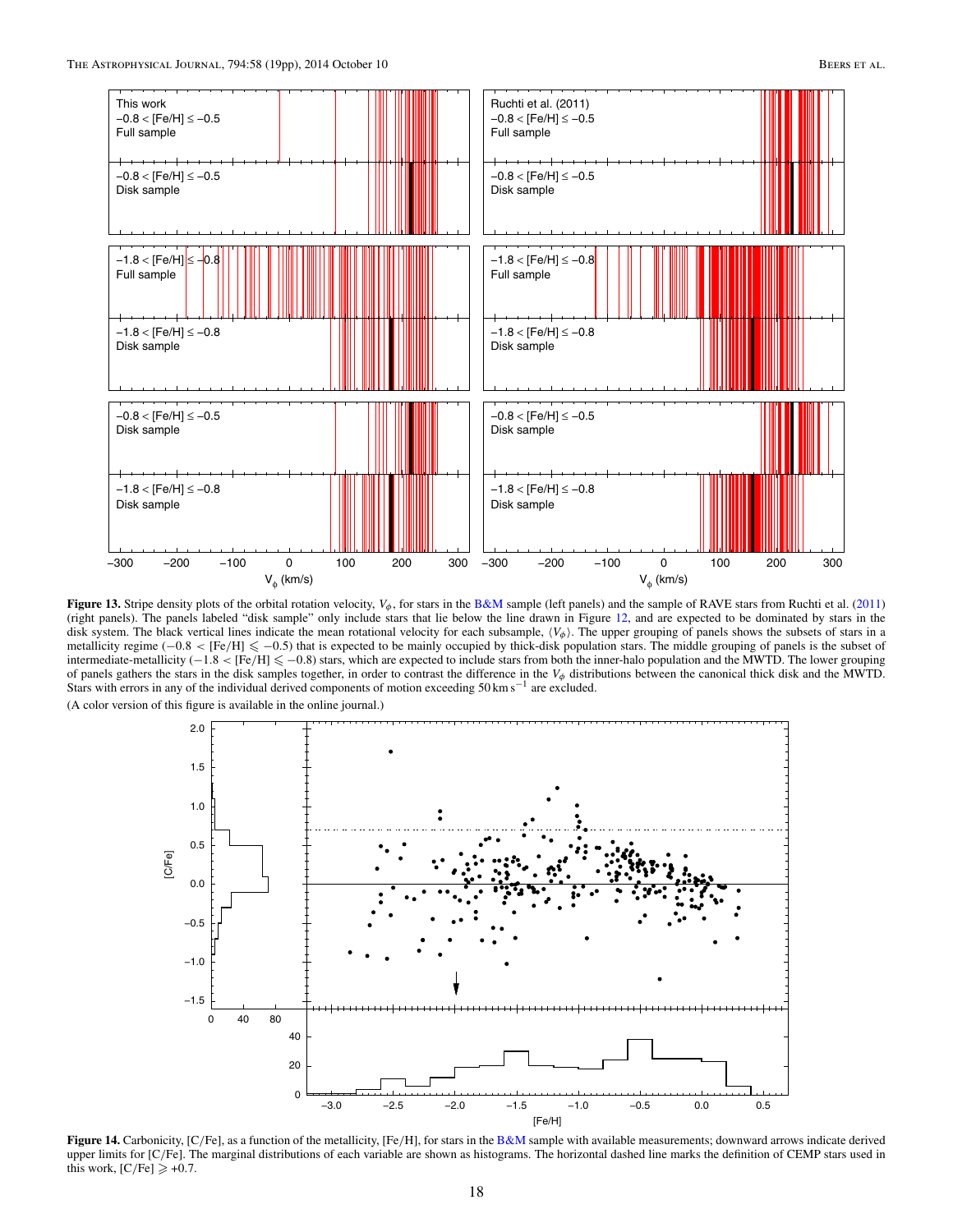**Figure 13.** Stripe density plots of the orbital rotation velocity, $V_\phi$, for stars in the B&M sample (left panels) and the sample of RAVE stars from Ruchti et al. (2011) (right panels). The panels labeled "disk sample" only include stars that lie below the line drawn in Figure 12, and are expected to be dominated by stars in the disk system. The black vertical lines indicate the mean rotational velocity for each subsample, $\langle V_\phi \rangle$. The upper grouping of panels shows the subsets of stars in a metallicity regime ($-0.8 <$ [Fe/H] $\leqslant -0.5$) that is expected to be mainly occupied by thick-disk population stars. The middle grouping of panels is the subset of intermediate-metallicity ($-1.8 <$ [Fe/H] $\leqslant -0.8$) stars, which are expected to include stars from both the inner-halo population and the MWTD. The lower grouping of panels gathers the stars in the disk samples together, in order to contrast the difference in the $V_\phi$ distributions between the canonical thick disk and the MWTD. Stars with errors in any of the individual derived components of motion exceeding $50\,\mathrm{km\,s^{-1}}$ are excluded.

(A color version of this figure is available in the online journal.)

**Figure 14.** Carbonicity, [C/Fe], as a function of the metallicity, [Fe/H], for stars in the B&M sample with available measurements; downward arrows indicate derived upper limits for [C/Fe]. The marginal distributions of each variable are shown as histograms. The horizontal dashed line marks the definition of CEMP stars used in this work, [C/Fe] $\geqslant +0.7$.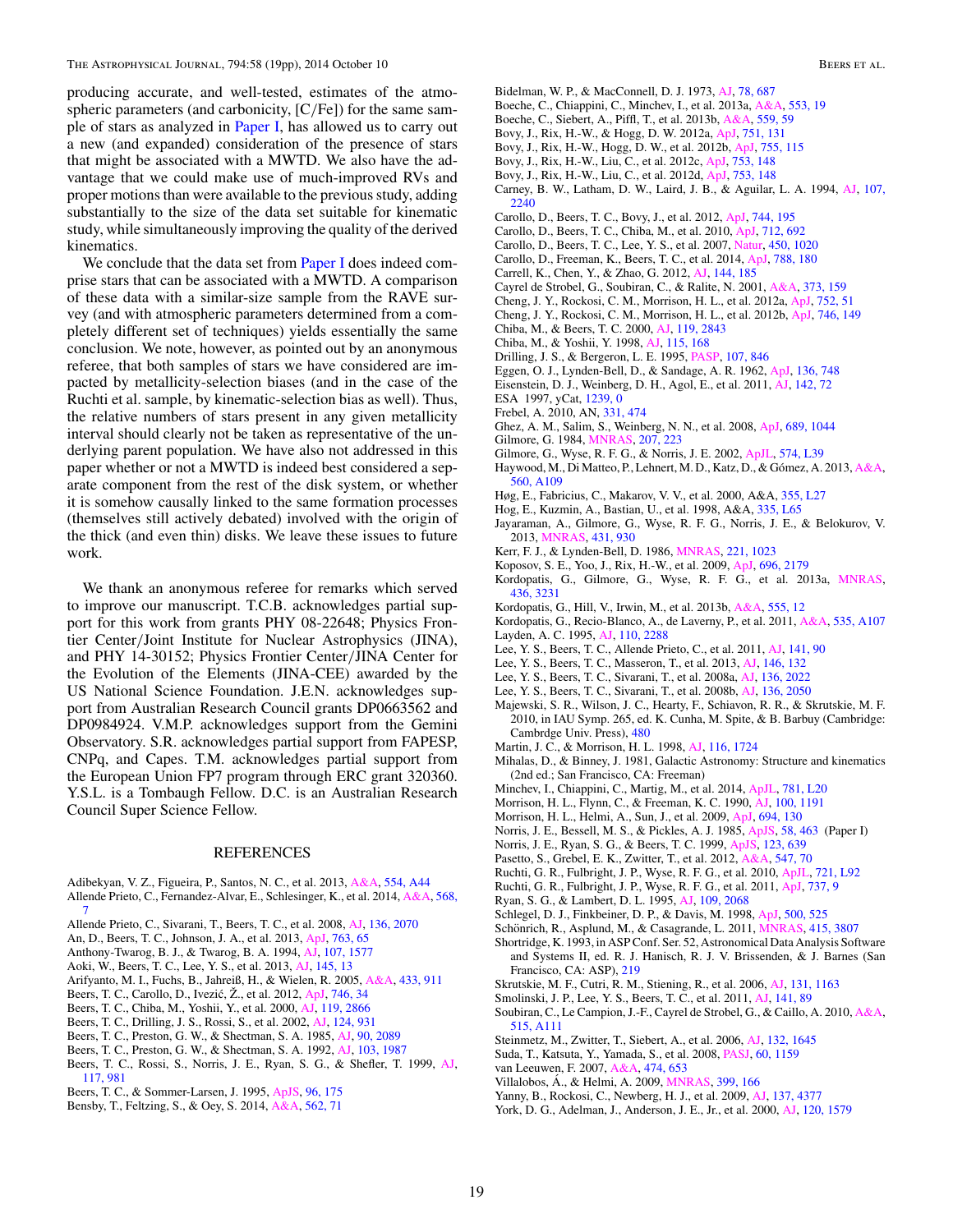producing accurate, and well-tested, estimates of the atmospheric parameters (and carbonicity, [C/Fe]) for the same sample of stars as analyzed in Paper I, has allowed us to carry out a new (and expanded) consideration of the presence of stars that might be associated with a MWTD. We also have the advantage that we could make use of much-improved RVs and proper motions than were available to the previous study, adding substantially to the size of the data set suitable for kinematic study, while simultaneously improving the quality of the derived kinematics.

We conclude that the data set from Paper I does indeed comprise stars that can be associated with a MWTD. A comparison of these data with a similar-size sample from the RAVE survey (and with atmospheric parameters determined from a completely different set of techniques) yields essentially the same conclusion. We note, however, as pointed out by an anonymous referee, that both samples of stars we have considered are impacted by metallicity-selection biases (and in the case of the Ruchti et al. sample, by kinematic-selection bias as well). Thus, the relative numbers of stars present in any given metallicity interval should clearly not be taken as representative of the underlying parent population. We have also not addressed in this paper whether or not a MWTD is indeed best considered a separate component from the rest of the disk system, or whether it is somehow causally linked to the same formation processes (themselves still actively debated) involved with the origin of the thick (and even thin) disks. We leave these issues to future work.

We thank an anonymous referee for remarks which served to improve our manuscript. T.C.B. acknowledges partial support for this work from grants PHY 08-22648; Physics Frontier Center/Joint Institute for Nuclear Astrophysics (JINA), and PHY 14-30152; Physics Frontier Center/JINA Center for the Evolution of the Elements (JINA-CEE) awarded by the US National Science Foundation. J.E.N. acknowledges support from Australian Research Council grants DP0663562 and DP0984924. V.M.P. acknowledges support from the Gemini Observatory. S.R. acknowledges partial support from FAPESP, CNPq, and Capes. T.M. acknowledges partial support from the European Union FP7 program through ERC grant 320360. Y.S.L. is a Tombaugh Fellow. D.C. is an Australian Research Council Super Science Fellow.

## REFERENCES

Adibekyan, V. Z., Figueira, P., Santos, N. C., et al. 2013, A&A, 554, A44
Allende Prieto, C., Fernandez-Alvar, E., Schlesinger, K., et al. 2014, A&A, 568, 7
Allende Prieto, C., Sivarani, T., Beers, T. C., et al. 2008, AJ, 136, 2070
An, D., Beers, T. C., Johnson, J. A., et al. 2013, ApJ, 763, 65
Anthony-Twarog, B. J., & Twarog, B. A. 1994, AJ, 107, 1577
Aoki, W., Beers, T. C., Lee, Y. S., et al. 2013, AJ, 145, 13
Arifyanto, M. I., Fuchs, B., Jahreiß, H., & Wielen, R. 2005, A&A, 433, 911
Beers, T. C., Carollo, D., Ivezić, Ž., et al. 2012, ApJ, 746, 34
Beers, T. C., Chiba, M., Yoshii, Y., et al. 2000, AJ, 119, 2866
Beers, T. C., Drilling, J. S., Rossi, S., et al. 2002, AJ, 124, 931
Beers, T. C., Preston, G. W., & Shectman, S. A. 1985, AJ, 90, 2089
Beers, T. C., Preston, G. W., & Shectman, S. A. 1992, AJ, 103, 1987
Beers, T. C., Rossi, S., Norris, J. E., Ryan, S. G., & Shefler, T. 1999, AJ, 117, 981
Beers, T. C., & Sommer-Larsen, J. 1995, ApJS, 96, 175
Bensby, T., Feltzing, S., & Oey, S. 2014, A&A, 562, 71
Bidelman, W. P., & MacConnell, D. J. 1973, AJ, 78, 687
Boeche, C., Chiappini, C., Minchev, I., et al. 2013a, A&A, 553, 19
Boeche, C., Siebert, A., Piffl, T., et al. 2013b, A&A, 559, 59
Bovy, J., Rix, H.-W., & Hogg, D. W. 2012a, ApJ, 751, 131
Bovy, J., Rix, H.-W., Hogg, D. W., et al. 2012b, ApJ, 755, 115
Bovy, J., Rix, H.-W., Liu, C., et al. 2012c, ApJ, 753, 148
Bovy, J., Rix, H.-W., Liu, C., et al. 2012d, ApJ, 753, 148
Carney, B. W., Latham, D. W., Laird, J. B., & Aguilar, L. A. 1994, AJ, 107, 2240
Carollo, D., Beers, T. C., Bovy, J., et al. 2012, ApJ, 744, 195
Carollo, D., Beers, T. C., Chiba, M., et al. 2010, ApJ, 712, 692
Carollo, D., Beers, T. C., Lee, Y. S., et al. 2007, Natur, 450, 1020
Carollo, D., Freeman, K., Beers, T. C., et al. 2014, ApJ, 788, 180
Carrell, K., Chen, Y., & Zhao, G. 2012, AJ, 144, 185
Cayrel de Strobel, G., Soubiran, C., & Ralite, N. 2001, A&A, 373, 159
Cheng, J. Y., Rockosi, C. M., Morrison, H. L., et al. 2012a, ApJ, 752, 51
Cheng, J. Y., Rockosi, C. M., Morrison, H. L., et al. 2012b, ApJ, 746, 149
Chiba, M., & Beers, T. C. 2000, AJ, 119, 2843
Chiba, M., & Yoshii, Y. 1998, AJ, 115, 168
Drilling, J. S., & Bergeron, L. E. 1995, PASP, 107, 846
Eggen, O. J., Lynden-Bell, D., & Sandage, A. R. 1962, ApJ, 136, 748
Eisenstein, D. J., Weinberg, D. H., Agol, E., et al. 2011, AJ, 142, 72
ESA 1997, yCat, 1239, 0
Frebel, A. 2010, AN, 331, 474
Ghez, A. M., Salim, S., Weinberg, N. N., et al. 2008, ApJ, 689, 1044
Gilmore, G. 1984, MNRAS, 207, 223
Gilmore, G., Wyse, R. F. G., & Norris, J. E. 2002, ApJL, 574, L39
Haywood, M., Di Matteo, P., Lehnert, M. D., Katz, D., & Gómez, A. 2013, A&A, 560, A109
Høg, E., Fabricius, C., Makarov, V. V., et al. 2000, A&A, 355, L27
Hog, E., Kuzmin, A., Bastian, U., et al. 1998, A&A, 335, L65
Jayaraman, A., Gilmore, G., Wyse, R. F. G., Norris, J. E., & Belokurov, V. 2013, MNRAS, 431, 930
Kerr, F. J., & Lynden-Bell, D. 1986, MNRAS, 221, 1023
Koposov, S. E., Yoo, J., Rix, H.-W., et al. 2009, ApJ, 696, 2179
Kordopatis, G., Gilmore, G., Wyse, R. F. G., et al. 2013a, MNRAS, 436, 3231
Kordopatis, G., Hill, V., Irwin, M., et al. 2013b, A&A, 555, 12
Kordopatis, G., Recio-Blanco, A., de Laverny, P., et al. 2011, A&A, 535, A107
Layden, A. C. 1995, AJ, 110, 2288
Lee, Y. S., Beers, T. C., Allende Prieto, C., et al. 2011, AJ, 141, 90
Lee, Y. S., Beers, T. C., Masseron, T., et al. 2013, AJ, 146, 132
Lee, Y. S., Beers, T. C., Sivarani, T., et al. 2008a, AJ, 136, 2022
Lee, Y. S., Beers, T. C., Sivarani, T., et al. 2008b, AJ, 136, 2050
Majewski, S. R., Wilson, J. C., Hearty, F., Schiavon, R. R., & Skrutskie, M. F. 2010, in IAU Symp. 265, ed. K. Cunha, M. Spite, & B. Barbuy (Cambridge: Cambrdge Univ. Press), 480
Martin, J. C., & Morrison, H. L. 1998, AJ, 116, 1724
Mihalas, D., & Binney, J. 1981, Galactic Astronomy: Structure and kinematics (2nd ed.; San Francisco, CA: Freeman)
Minchev, I., Chiappini, C., Martig, M., et al. 2014, ApJL, 781, L20
Morrison, H. L., Flynn, C., & Freeman, K. C. 1990, AJ, 100, 1191
Morrison, H. L., Helmi, A., Sun, J., et al. 2009, ApJ, 694, 130
Norris, J. E., Bessell, M. S., & Pickles, A. J. 1985, ApJS, 58, 463 (Paper I)
Norris, J. E., Ryan, S. G., & Beers, T. C. 1999, ApJS, 123, 639
Pasetto, S., Grebel, E. K., Zwitter, T., et al. 2012, A&A, 547, 70
Ruchti, G. R., Fulbright, J. P., Wyse, R. F. G., et al. 2010, ApJL, 721, L92
Ruchti, G. R., Fulbright, J. P., Wyse, R. F. G., et al. 2011, ApJ, 737, 9
Ryan, S. G., & Lambert, D. L. 1995, AJ, 109, 2068
Schlegel, D. J., Finkbeiner, D. P., & Davis, M. 1998, ApJ, 500, 525
Schönrich, R., Asplund, M., & Casagrande, L. 2011, MNRAS, 415, 3807
Shortridge, K. 1993, in ASP Conf. Ser. 52, Astronomical Data Analysis Software and Systems II, ed. R. J. Hanisch, R. J. V. Brissenden, & J. Barnes (San Francisco, CA: ASP), 219
Skrutskie, M. F., Cutri, R. M., Stiening, R., et al. 2006, AJ, 131, 1163
Smolinski, J. P., Lee, Y. S., Beers, T. C., et al. 2011, AJ, 141, 89
Soubiran, C., Le Campion, J.-F., Cayrel de Strobel, G., & Caillo, A. 2010, A&A, 515, A111
Steinmetz, M., Zwitter, T., Siebert, A., et al. 2006, AJ, 132, 1645
Suda, T., Katsuta, Y., Yamada, S., et al. 2008, PASJ, 60, 1159
van Leeuwen, F. 2007, A&A, 474, 653
Villalobos, Á., & Helmi, A. 2009, MNRAS, 399, 166
Yanny, B., Rockosi, C., Newberg, H. J., et al. 2009, AJ, 137, 4377
York, D. G., Adelman, J., Anderson, J. E., Jr., et al. 2000, AJ, 120, 1579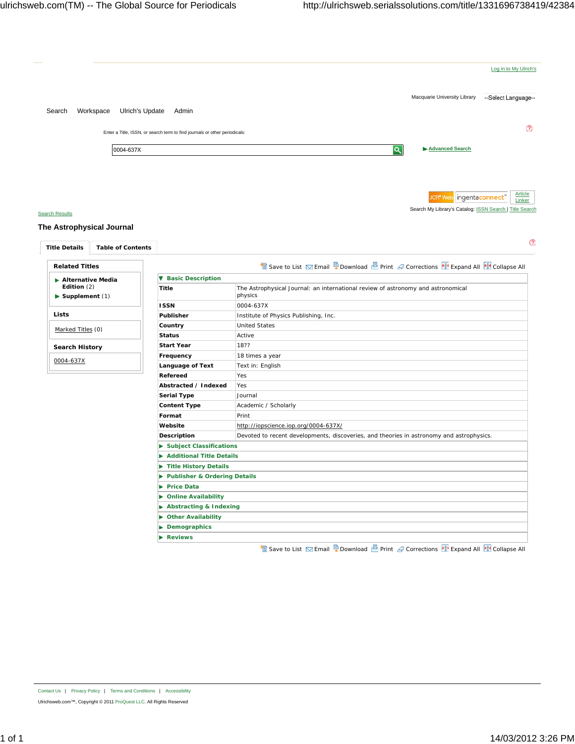Log in to My Ulrich's

Macquarie University Library --Select Language--

Search Workspace Ulrich's Update Admin

Enter a Title, ISSN, or search term to find journals or other periodicals:

0004-637X

Advanced Search

Article Linker

Search My Library's Catalog: ISSN Search | Title Search

Search Results

## The Astrophysical Journal

**Title Details** **Table of Contents**

**Related Titles**

- **Alternative Media Edition** (2)
- **Supplement** (1)

**Lists**

Marked Titles (0)

**Search History**

0004-637X

Save to List Email Download Print Corrections Expand All Collapse All

**Basic Description**

| | |
|---|---|
| **Title** | The Astrophysical Journal: an international review of astronomy and astronomical physics |
| **ISSN** | 0004-637X |
| **Publisher** | Institute of Physics Publishing, Inc. |
| **Country** | United States |
| **Status** | Active |
| **Start Year** | 18?? |
| **Frequency** | 18 times a year |
| **Language of Text** | Text in: English |
| **Refereed** | Yes |
| **Abstracted / Indexed** | Yes |
| **Serial Type** | Journal |
| **Content Type** | Academic / Scholarly |
| **Format** | Print |
| **Website** | http://iopscience.iop.org/0004-637X/ |
| **Description** | Devoted to recent developments, discoveries, and theories in astronomy and astrophysics. |

- **Subject Classifications**
- **Additional Title Details**
- **Title History Details**
- **Publisher & Ordering Details**
- **Price Data**
- **Online Availability**
- **Abstracting & Indexing**
- **Other Availability**
- **Demographics**
- **Reviews**

Save to List Email Download Print Corrections Expand All Collapse All

Contact Us | Privacy Policy | Terms and Conditions | Accessibility

Ulrichsweb.com™, Copyright © 2011 ProQuest LLC. All Rights Reserved